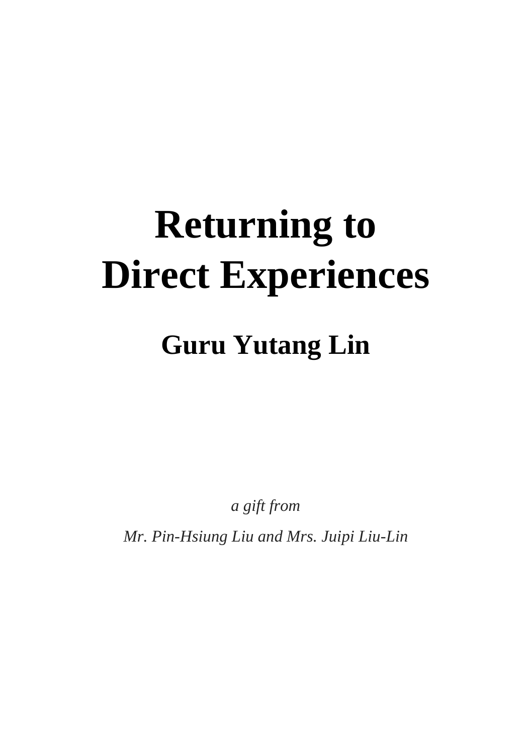# Returning to Direct Experiences

## Guru Yutang Lin

*a gift from*

*Mr. Pin-Hsiung Liu and Mrs. Juipi Liu-Lin*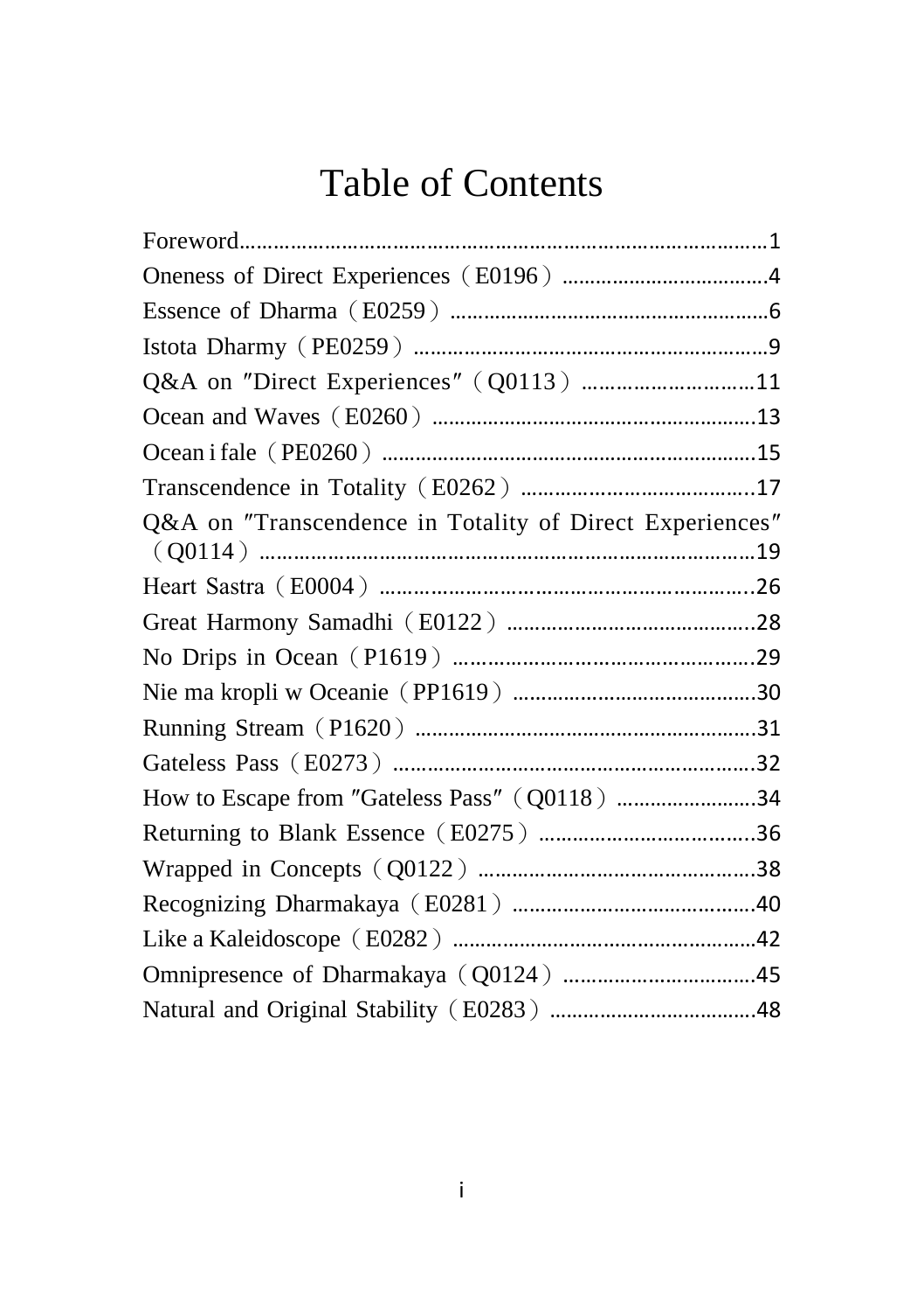# Table of Contents

Foreword...........................................................................................1
Oneness of Direct Experiences（E0196）....................................4
Essence of Dharma（E0259）.........................................................6
Istota Dharmy（PE0259）...............................................................9
Q&A on ″Direct Experiences″（Q0113）...............................11
Ocean and Waves（E0260）..........................................................13
Ocean i fale（PE0260）..................................................................15
Transcendence in Totality（E0262）.........................................17
Q&A on ″Transcendence in Totality of Direct Experiences″（Q0114）.......................................................................................19
Heart Sastra（E0004）...................................................................26
Great Harmony Samadhi（E0122）............................................28
No Drips in Ocean（P1619）.......................................................29
Nie ma kropli w Oceanie（PP1619）..........................................30
Running Stream（P1620）............................................................31
Gateless Pass（E0273）.................................................................32
How to Escape from ″Gateless Pass″（Q0118）........................34
Returning to Blank Essence（E0275）.......................................36
Wrapped in Concepts（Q0122）.................................................38
Recognizing Dharmakaya（E0281）..........................................40
Like a Kaleidoscope（E0282）.....................................................42
Omnipresence of Dharmakaya（Q0124）..................................45
Natural and Original Stability（E0283）....................................48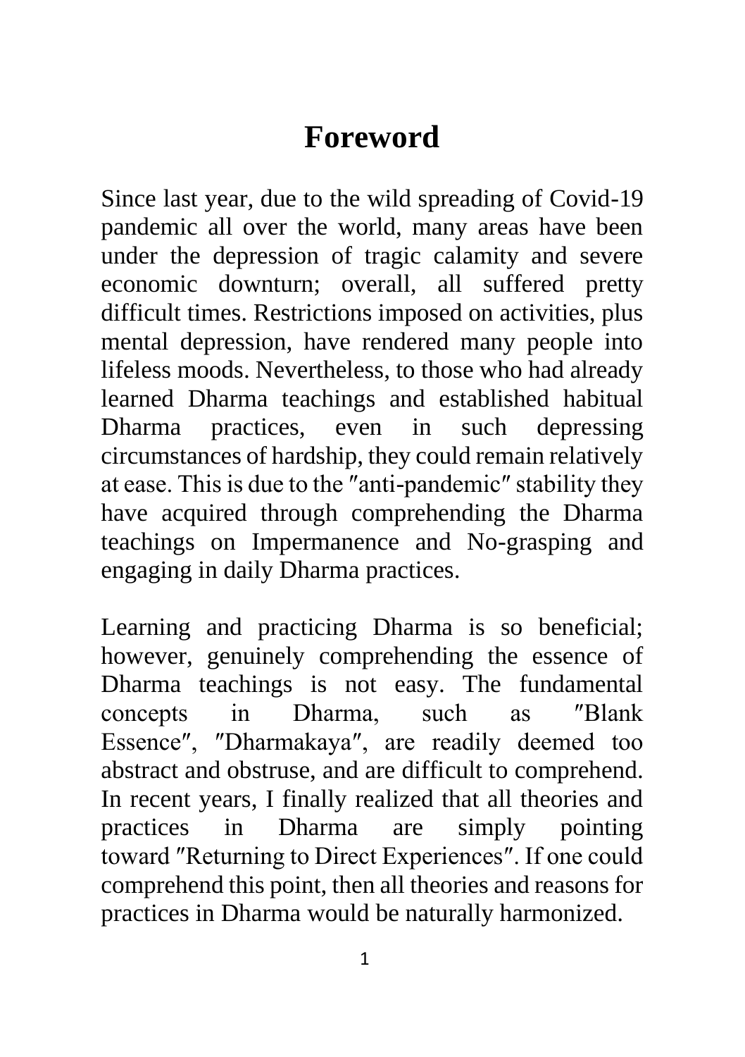# Foreword

Since last year, due to the wild spreading of Covid-19 pandemic all over the world, many areas have been under the depression of tragic calamity and severe economic downturn; overall, all suffered pretty difficult times. Restrictions imposed on activities, plus mental depression, have rendered many people into lifeless moods. Nevertheless, to those who had already learned Dharma teachings and established habitual Dharma practices, even in such depressing circumstances of hardship, they could remain relatively at ease. This is due to the ″anti-pandemic″ stability they have acquired through comprehending the Dharma teachings on Impermanence and No-grasping and engaging in daily Dharma practices.

Learning and practicing Dharma is so beneficial; however, genuinely comprehending the essence of Dharma teachings is not easy. The fundamental concepts in Dharma, such as ″Blank Essence″, ″Dharmakaya″, are readily deemed too abstract and obstruse, and are difficult to comprehend. In recent years, I finally realized that all theories and practices in Dharma are simply pointing toward ″Returning to Direct Experiences″. If one could comprehend this point, then all theories and reasons for practices in Dharma would be naturally harmonized.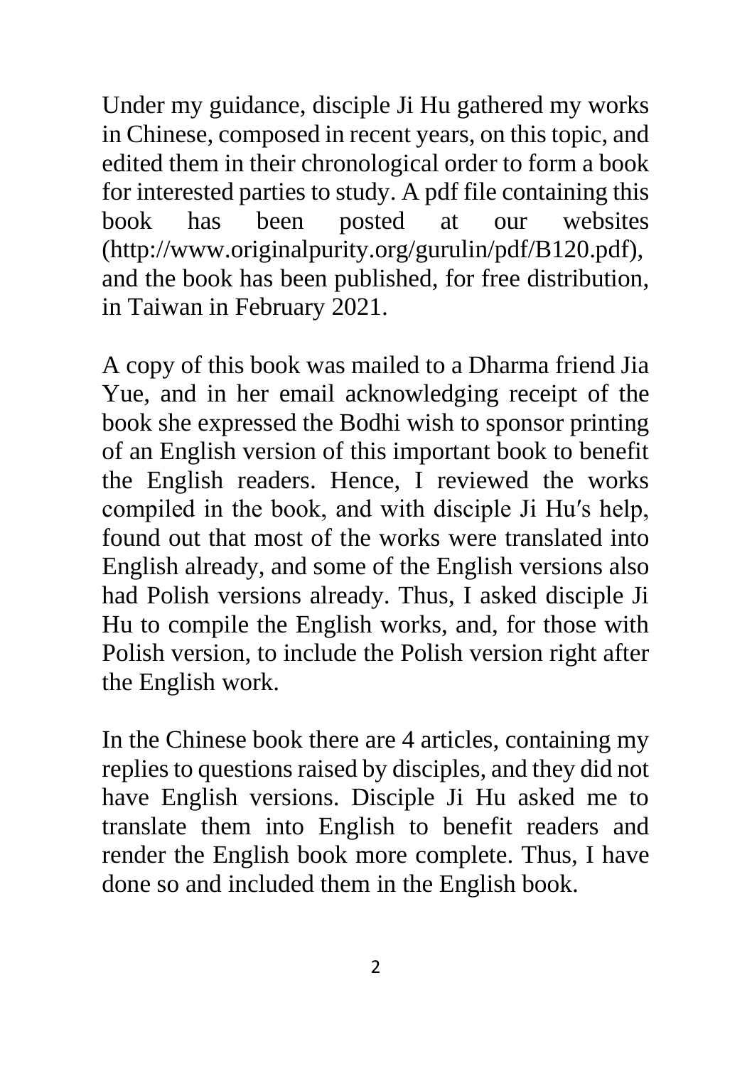Under my guidance, disciple Ji Hu gathered my works in Chinese, composed in recent years, on this topic, and edited them in their chronological order to form a book for interested parties to study. A pdf file containing this book has been posted at our websites (http://www.originalpurity.org/gurulin/pdf/B120.pdf), and the book has been published, for free distribution, in Taiwan in February 2021.

A copy of this book was mailed to a Dharma friend Jia Yue, and in her email acknowledging receipt of the book she expressed the Bodhi wish to sponsor printing of an English version of this important book to benefit the English readers. Hence, I reviewed the works compiled in the book, and with disciple Ji Hu′s help, found out that most of the works were translated into English already, and some of the English versions also had Polish versions already. Thus, I asked disciple Ji Hu to compile the English works, and, for those with Polish version, to include the Polish version right after the English work.

In the Chinese book there are 4 articles, containing my replies to questions raised by disciples, and they did not have English versions. Disciple Ji Hu asked me to translate them into English to benefit readers and render the English book more complete. Thus, I have done so and included them in the English book.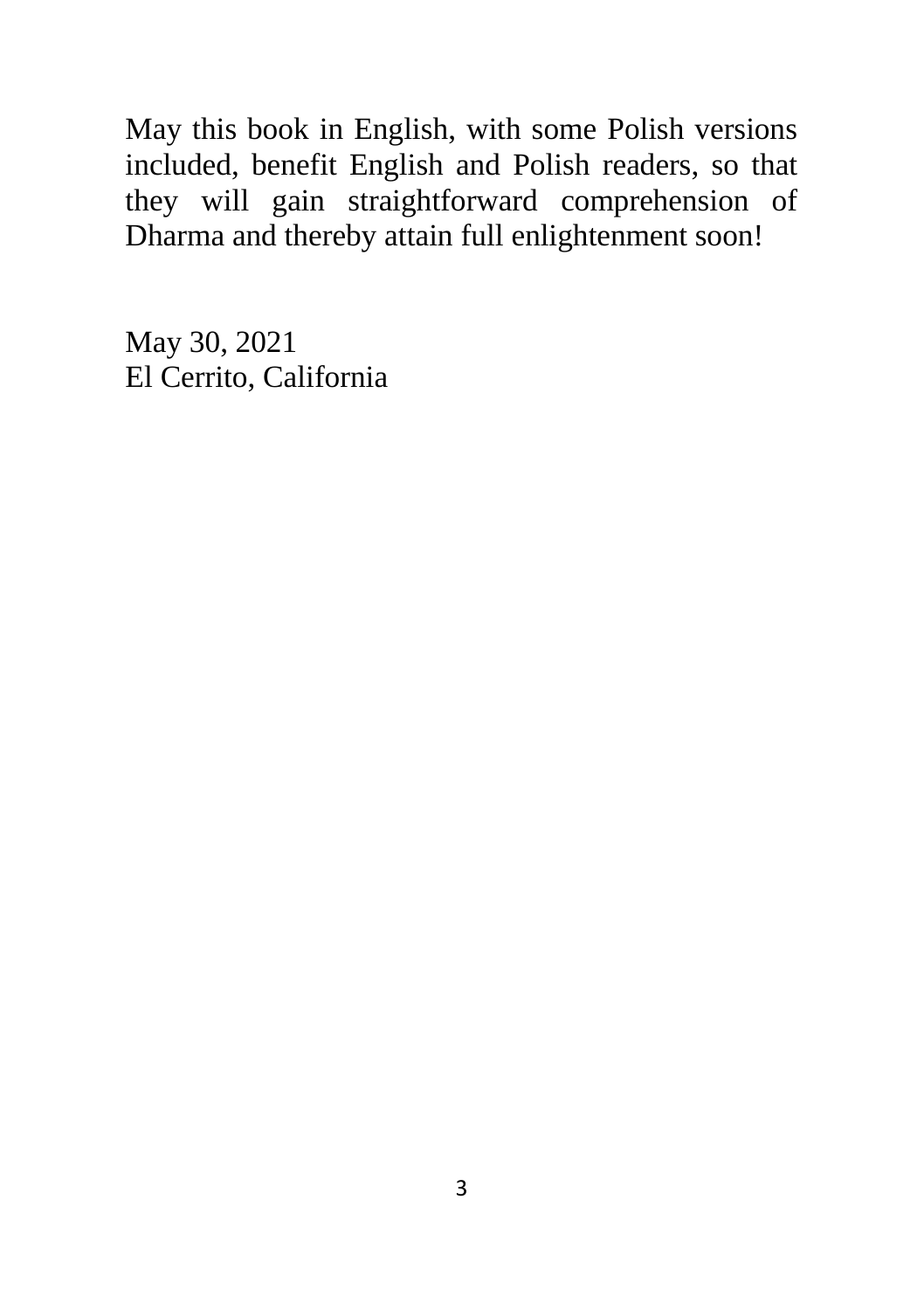May this book in English, with some Polish versions included, benefit English and Polish readers, so that they will gain straightforward comprehension of Dharma and thereby attain full enlightenment soon!

May 30, 2021
El Cerrito, California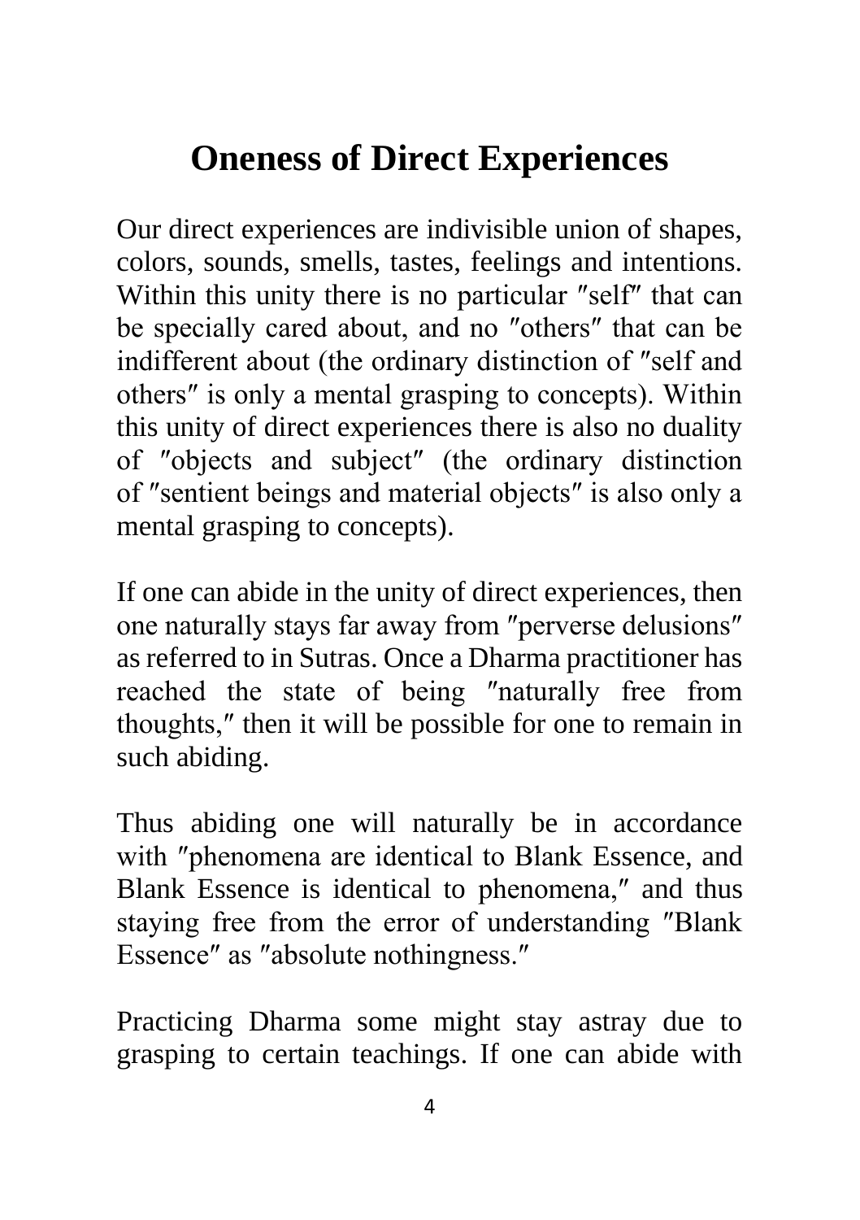# Oneness of Direct Experiences

Our direct experiences are indivisible union of shapes, colors, sounds, smells, tastes, feelings and intentions. Within this unity there is no particular ″self″ that can be specially cared about, and no ″others″ that can be indifferent about (the ordinary distinction of ″self and others″ is only a mental grasping to concepts). Within this unity of direct experiences there is also no duality of ″objects and subject″ (the ordinary distinction of ″sentient beings and material objects″ is also only a mental grasping to concepts).

If one can abide in the unity of direct experiences, then one naturally stays far away from ″perverse delusions″ as referred to in Sutras. Once a Dharma practitioner has reached the state of being ″naturally free from thoughts,″ then it will be possible for one to remain in such abiding.

Thus abiding one will naturally be in accordance with ″phenomena are identical to Blank Essence, and Blank Essence is identical to phenomena,″ and thus staying free from the error of understanding ″Blank Essence″ as ″absolute nothingness.″

Practicing Dharma some might stay astray due to grasping to certain teachings. If one can abide with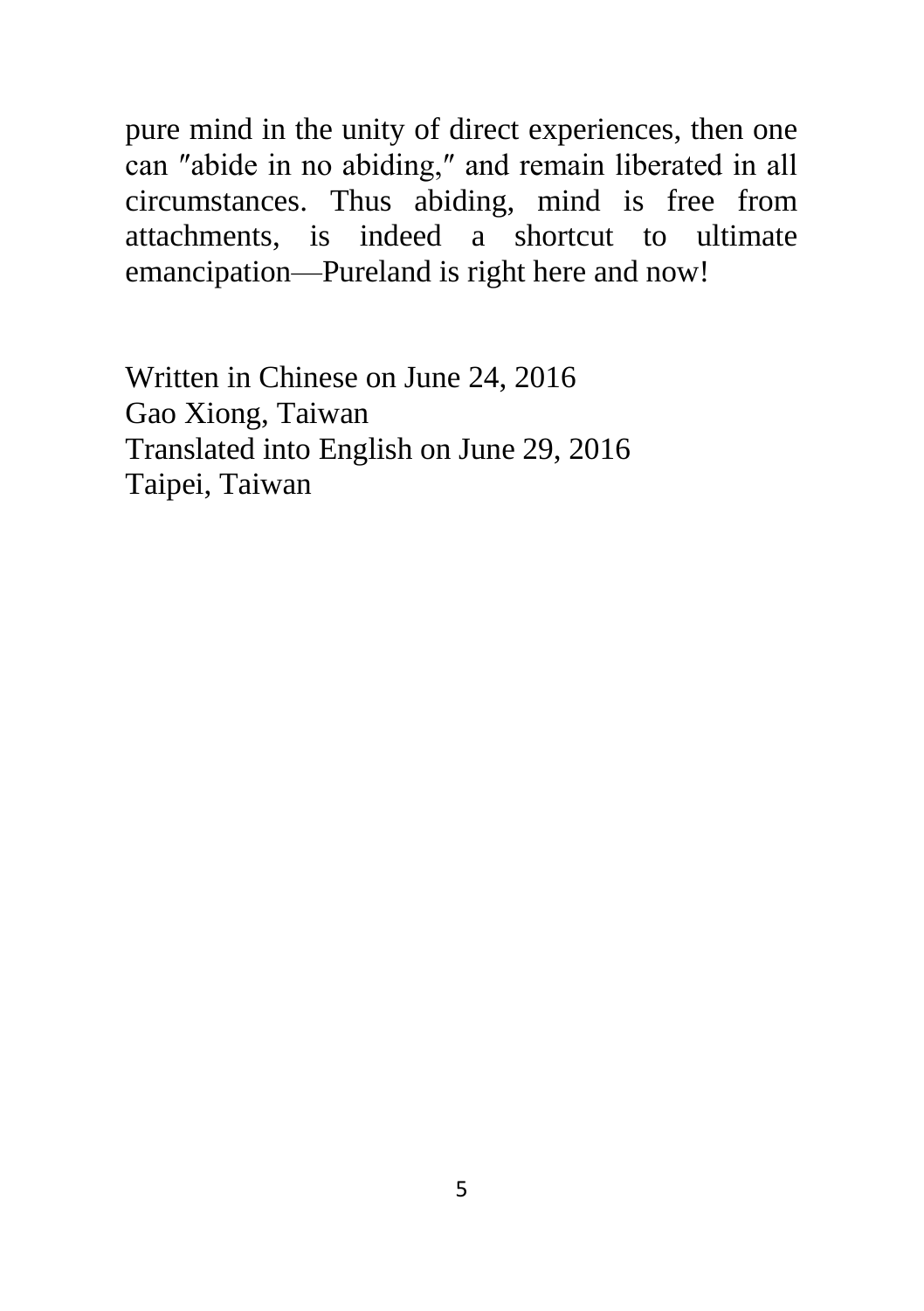pure mind in the unity of direct experiences, then one can ″abide in no abiding,″ and remain liberated in all circumstances. Thus abiding, mind is free from attachments, is indeed a shortcut to ultimate emancipation—Pureland is right here and now!

Written in Chinese on June 24, 2016
Gao Xiong, Taiwan
Translated into English on June 29, 2016
Taipei, Taiwan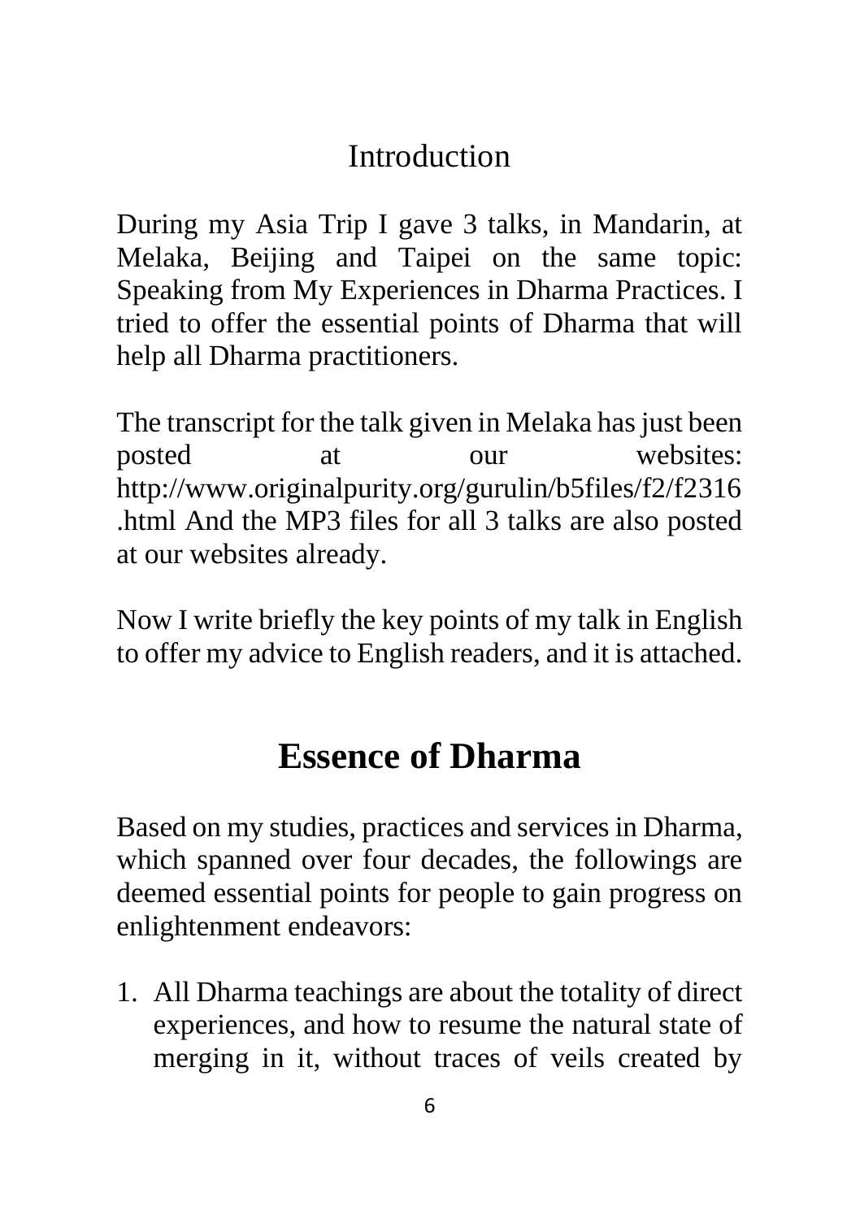## Introduction

During my Asia Trip I gave 3 talks, in Mandarin, at Melaka, Beijing and Taipei on the same topic: Speaking from My Experiences in Dharma Practices. I tried to offer the essential points of Dharma that will help all Dharma practitioners.

The transcript for the talk given in Melaka has just been posted at our websites: http://www.originalpurity.org/gurulin/b5files/f2/f2316.html And the MP3 files for all 3 talks are also posted at our websites already.

Now I write briefly the key points of my talk in English to offer my advice to English readers, and it is attached.

# Essence of Dharma

Based on my studies, practices and services in Dharma, which spanned over four decades, the followings are deemed essential points for people to gain progress on enlightenment endeavors:

1. All Dharma teachings are about the totality of direct experiences, and how to resume the natural state of merging in it, without traces of veils created by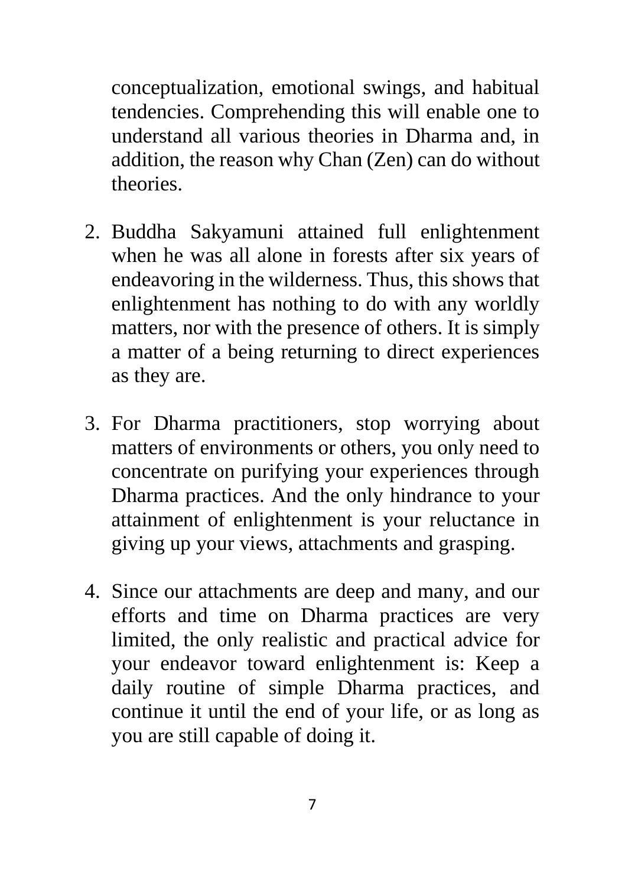conceptualization, emotional swings, and habitual tendencies. Comprehending this will enable one to understand all various theories in Dharma and, in addition, the reason why Chan (Zen) can do without theories.

2. Buddha Sakyamuni attained full enlightenment when he was all alone in forests after six years of endeavoring in the wilderness. Thus, this shows that enlightenment has nothing to do with any worldly matters, nor with the presence of others. It is simply a matter of a being returning to direct experiences as they are.

3. For Dharma practitioners, stop worrying about matters of environments or others, you only need to concentrate on purifying your experiences through Dharma practices. And the only hindrance to your attainment of enlightenment is your reluctance in giving up your views, attachments and grasping.

4. Since our attachments are deep and many, and our efforts and time on Dharma practices are very limited, the only realistic and practical advice for your endeavor toward enlightenment is: Keep a daily routine of simple Dharma practices, and continue it until the end of your life, or as long as you are still capable of doing it.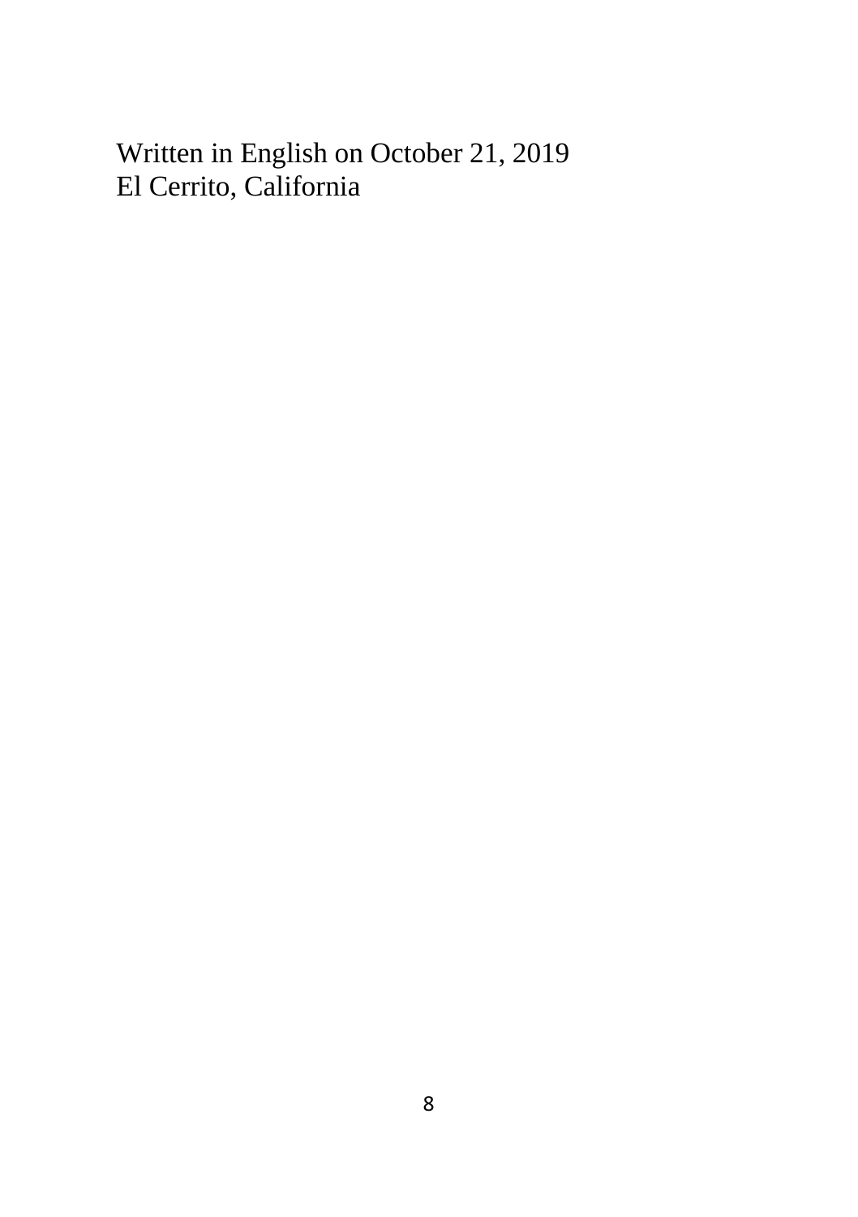Written in English on October 21, 2019
El Cerrito, California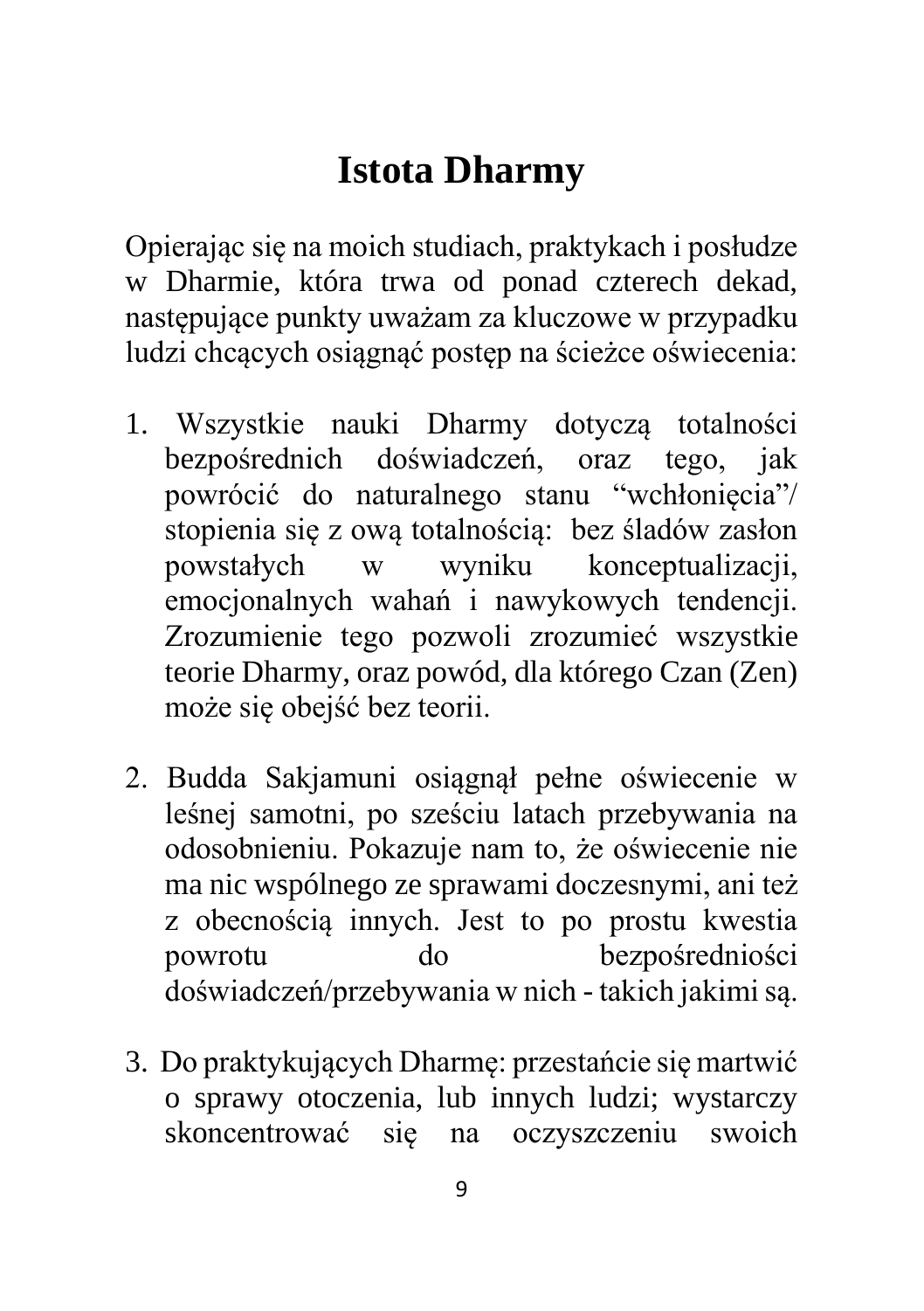# Istota Dharmy

Opierając się na moich studiach, praktykach i posłudze w Dharmie, która trwa od ponad czterech dekad, następujące punkty uważam za kluczowe w przypadku ludzi chcących osiągnąć postęp na ścieżce oświecenia:

1. Wszystkie nauki Dharmy dotyczą totalności bezpośrednich doświadczeń, oraz tego, jak powrócić do naturalnego stanu "wchłonięcia"/ stopienia się z ową totalnością: bez śladów zasłon powstałych w wyniku konceptualizacji, emocjonalnych wahań i nawykowych tendencji. Zrozumienie tego pozwoli zrozumieć wszystkie teorie Dharmy, oraz powód, dla którego Czan (Zen) może się obejść bez teorii.

2. Budda Sakjamuni osiągnął pełne oświecenie w leśnej samotni, po sześciu latach przebywania na odosobnieniu. Pokazuje nam to, że oświecenie nie ma nic wspólnego ze sprawami doczesnymi, ani też z obecnością innych. Jest to po prostu kwestia powrotu do bezpośredniości doświadczeń/przebywania w nich - takich jakimi są.

3. Do praktykujących Dharmę: przestańcie się martwić o sprawy otoczenia, lub innych ludzi; wystarczy skoncentrować się na oczyszczeniu swoich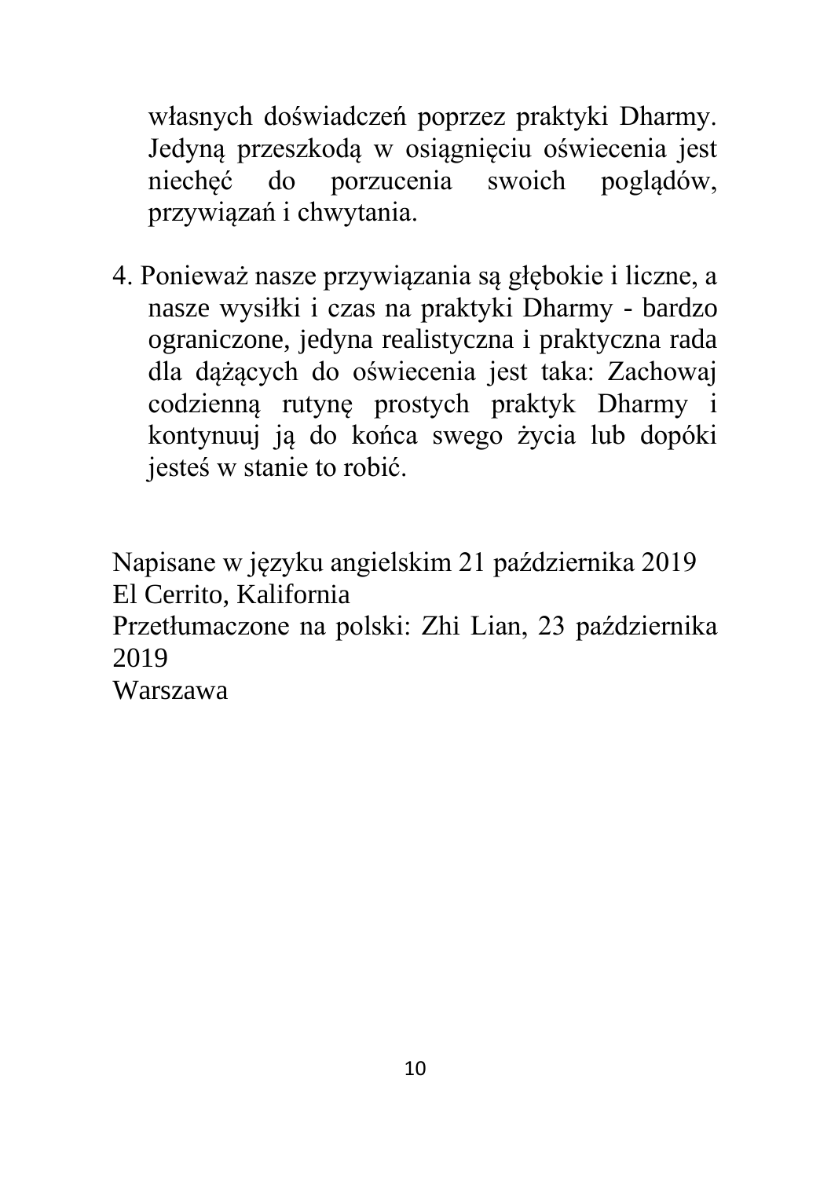własnych doświadczeń poprzez praktyki Dharmy. Jedyną przeszkodą w osiągnięciu oświecenia jest niechęć do porzucenia swoich poglądów, przywiązań i chwytania.

4. Ponieważ nasze przywiązania są głębokie i liczne, a nasze wysiłki i czas na praktyki Dharmy - bardzo ograniczone, jedyna realistyczna i praktyczna rada dla dążących do oświecenia jest taka: Zachowaj codzienną rutynę prostych praktyk Dharmy i kontynuuj ją do końca swego życia lub dopóki jesteś w stanie to robić.

Napisane w języku angielskim 21 października 2019
El Cerrito, Kalifornia
Przetłumaczone na polski: Zhi Lian, 23 października 2019
Warszawa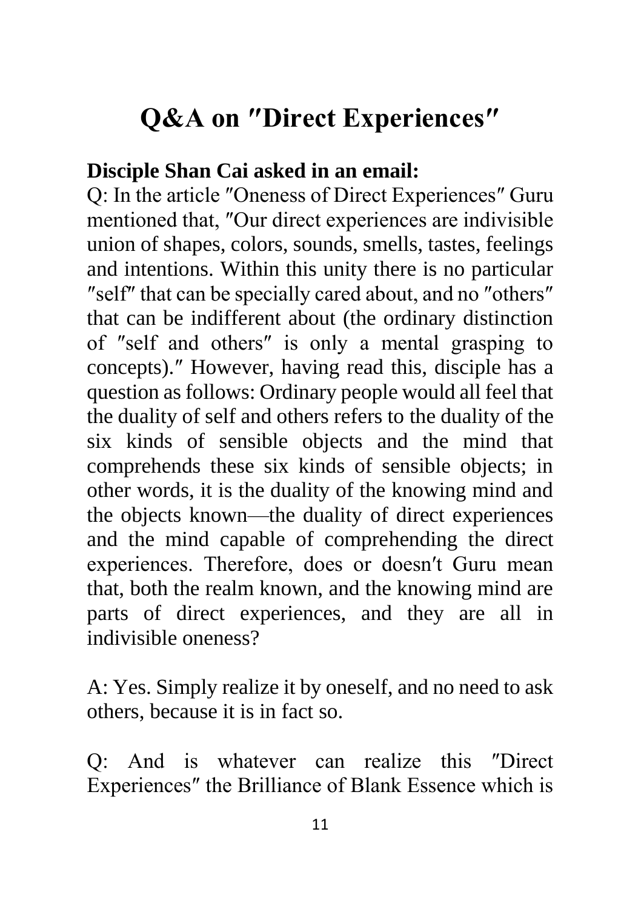# Q&A on ″Direct Experiences″

**Disciple Shan Cai asked in an email:**

Q: In the article ″Oneness of Direct Experiences″ Guru mentioned that, ″Our direct experiences are indivisible union of shapes, colors, sounds, smells, tastes, feelings and intentions. Within this unity there is no particular ″self″ that can be specially cared about, and no ″others″ that can be indifferent about (the ordinary distinction of ″self and others″ is only a mental grasping to concepts).″ However, having read this, disciple has a question as follows: Ordinary people would all feel that the duality of self and others refers to the duality of the six kinds of sensible objects and the mind that comprehends these six kinds of sensible objects; in other words, it is the duality of the knowing mind and the objects known—the duality of direct experiences and the mind capable of comprehending the direct experiences. Therefore, does or doesn′t Guru mean that, both the realm known, and the knowing mind are parts of direct experiences, and they are all in indivisible oneness?

A: Yes. Simply realize it by oneself, and no need to ask others, because it is in fact so.

Q: And is whatever can realize this ″Direct Experiences″ the Brilliance of Blank Essence which is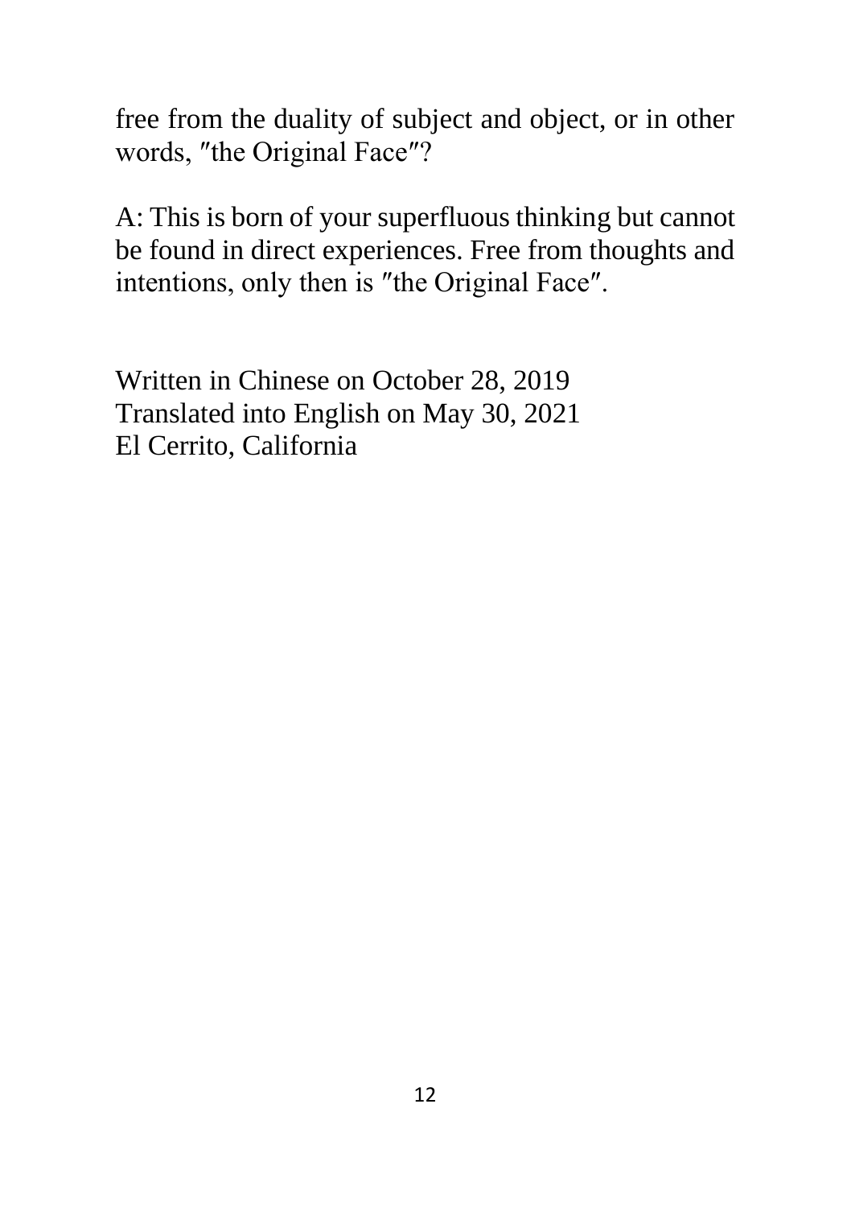free from the duality of subject and object, or in other words, ″the Original Face″?

A: This is born of your superfluous thinking but cannot be found in direct experiences. Free from thoughts and intentions, only then is ″the Original Face″.

Written in Chinese on October 28, 2019
Translated into English on May 30, 2021
El Cerrito, California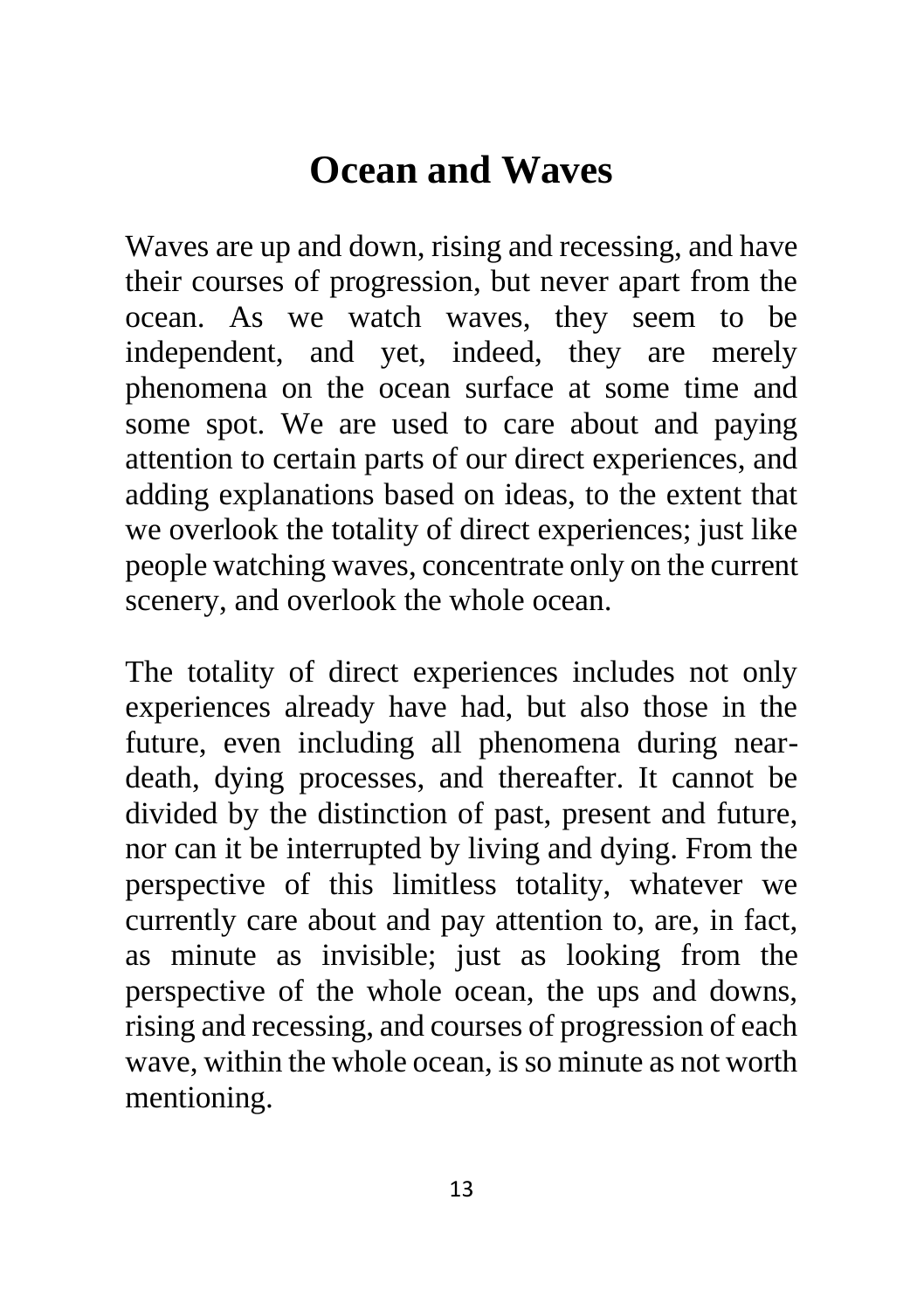# Ocean and Waves

Waves are up and down, rising and recessing, and have their courses of progression, but never apart from the ocean. As we watch waves, they seem to be independent, and yet, indeed, they are merely phenomena on the ocean surface at some time and some spot. We are used to care about and paying attention to certain parts of our direct experiences, and adding explanations based on ideas, to the extent that we overlook the totality of direct experiences; just like people watching waves, concentrate only on the current scenery, and overlook the whole ocean.

The totality of direct experiences includes not only experiences already have had, but also those in the future, even including all phenomena during near-death, dying processes, and thereafter. It cannot be divided by the distinction of past, present and future, nor can it be interrupted by living and dying. From the perspective of this limitless totality, whatever we currently care about and pay attention to, are, in fact, as minute as invisible; just as looking from the perspective of the whole ocean, the ups and downs, rising and recessing, and courses of progression of each wave, within the whole ocean, is so minute as not worth mentioning.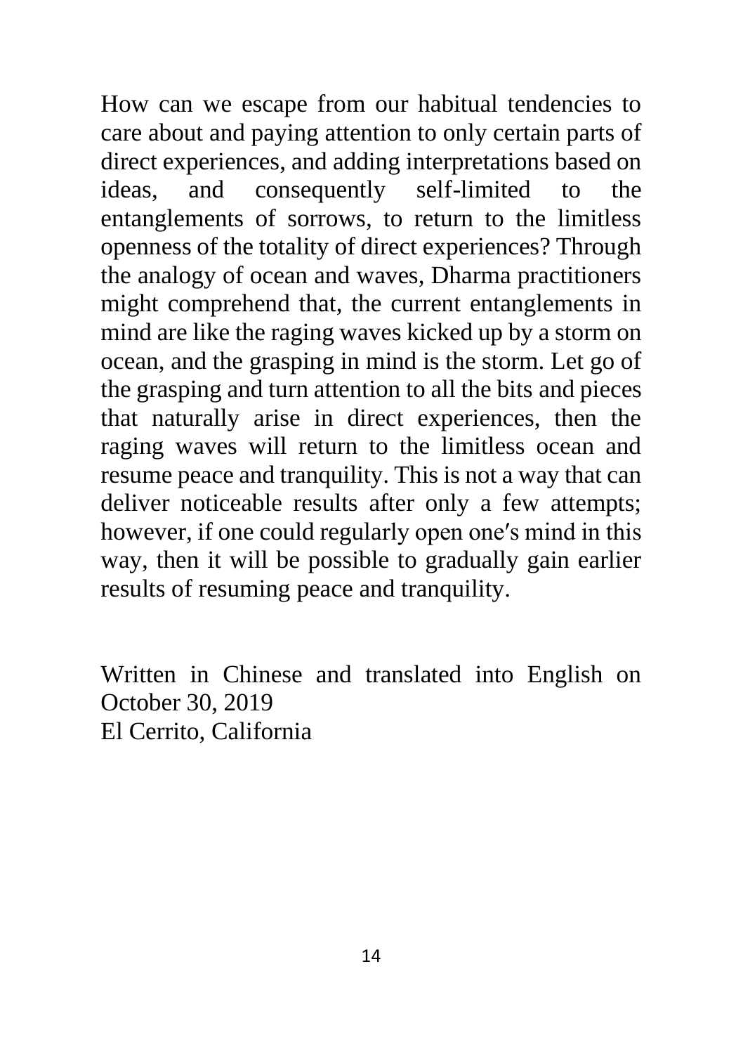How can we escape from our habitual tendencies to care about and paying attention to only certain parts of direct experiences, and adding interpretations based on ideas, and consequently self-limited to the entanglements of sorrows, to return to the limitless openness of the totality of direct experiences? Through the analogy of ocean and waves, Dharma practitioners might comprehend that, the current entanglements in mind are like the raging waves kicked up by a storm on ocean, and the grasping in mind is the storm. Let go of the grasping and turn attention to all the bits and pieces that naturally arise in direct experiences, then the raging waves will return to the limitless ocean and resume peace and tranquility. This is not a way that can deliver noticeable results after only a few attempts; however, if one could regularly open one′s mind in this way, then it will be possible to gradually gain earlier results of resuming peace and tranquility.

Written in Chinese and translated into English on October 30, 2019
El Cerrito, California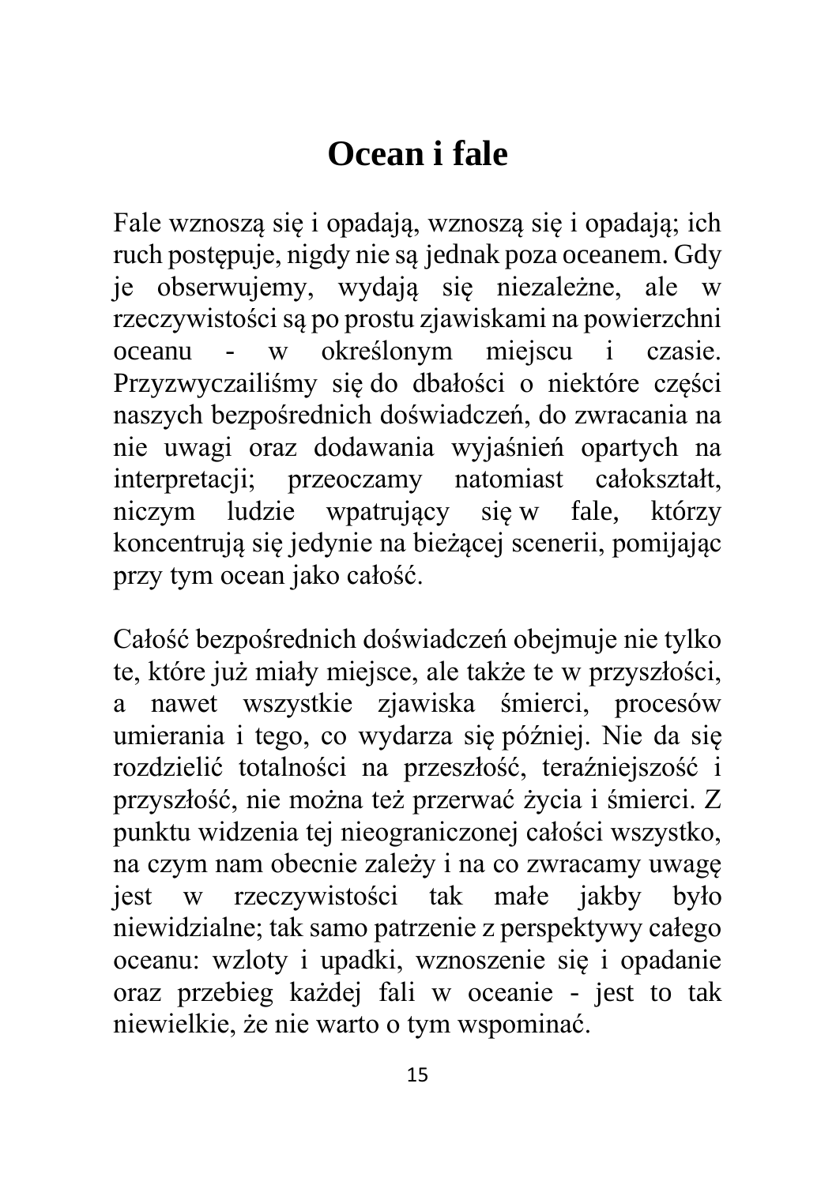# Ocean i fale

Fale wznoszą się i opadają, wznoszą się i opadają; ich ruch postępuje, nigdy nie są jednak poza oceanem. Gdy je obserwujemy, wydają się niezależne, ale w rzeczywistości są po prostu zjawiskami na powierzchni oceanu - w określonym miejscu i czasie. Przyzwyczailiśmy się do dbałości o niektóre części naszych bezpośrednich doświadczeń, do zwracania na nie uwagi oraz dodawania wyjaśnień opartych na interpretacji; przeoczamy natomiast całokształt, niczym ludzie wpatrujący się w fale, którzy koncentrują się jedynie na bieżącej scenerii, pomijając przy tym ocean jako całość.

Całość bezpośrednich doświadczeń obejmuje nie tylko te, które już miały miejsce, ale także te w przyszłości, a nawet wszystkie zjawiska śmierci, procesów umierania i tego, co wydarza się później. Nie da się rozdzielić totalności na przeszłość, teraźniejszość i przyszłość, nie można też przerwać życia i śmierci. Z punktu widzenia tej nieograniczonej całości wszystko, na czym nam obecnie zależy i na co zwracamy uwagę jest w rzeczywistości tak małe jakby było niewidzialne; tak samo patrzenie z perspektywy całego oceanu: wzloty i upadki, wznoszenie się i opadanie oraz przebieg każdej fali w oceanie - jest to tak niewielkie, że nie warto o tym wspominać.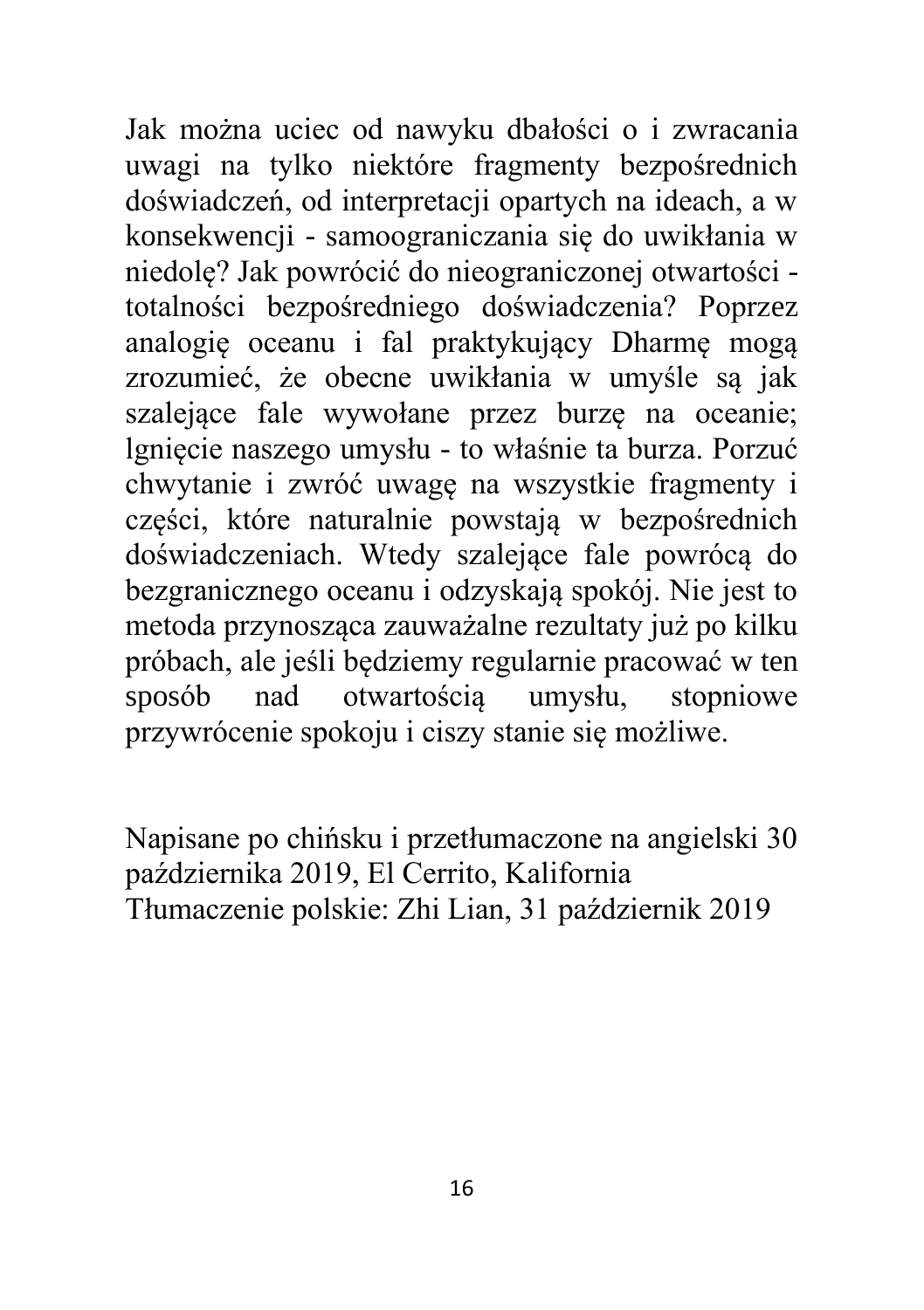Jak można uciec od nawyku dbałości o i zwracania uwagi na tylko niektóre fragmenty bezpośrednich doświadczeń, od interpretacji opartych na ideach, a w konsekwencji - samoograniczania się do uwikłania w niedolę? Jak powrócić do nieograniczonej otwartości - totalności bezpośredniego doświadczenia? Poprzez analogię oceanu i fal praktykujący Dharmę mogą zrozumieć, że obecne uwikłania w umyśle są jak szalejące fale wywołane przez burzę na oceanie; lgnięcie naszego umysłu - to właśnie ta burza. Porzuć chwytanie i zwróć uwagę na wszystkie fragmenty i części, które naturalnie powstają w bezpośrednich doświadczeniach. Wtedy szalejące fale powrócą do bezgranicznego oceanu i odzyskają spokój. Nie jest to metoda przynosząca zauważalne rezultaty już po kilku próbach, ale jeśli będziemy regularnie pracować w ten sposób nad otwartością umysłu, stopniowe przywrócenie spokoju i ciszy stanie się możliwe.

Napisane po chińsku i przetłumaczone na angielski 30 października 2019, El Cerrito, Kalifornia
Tłumaczenie polskie: Zhi Lian, 31 październik 2019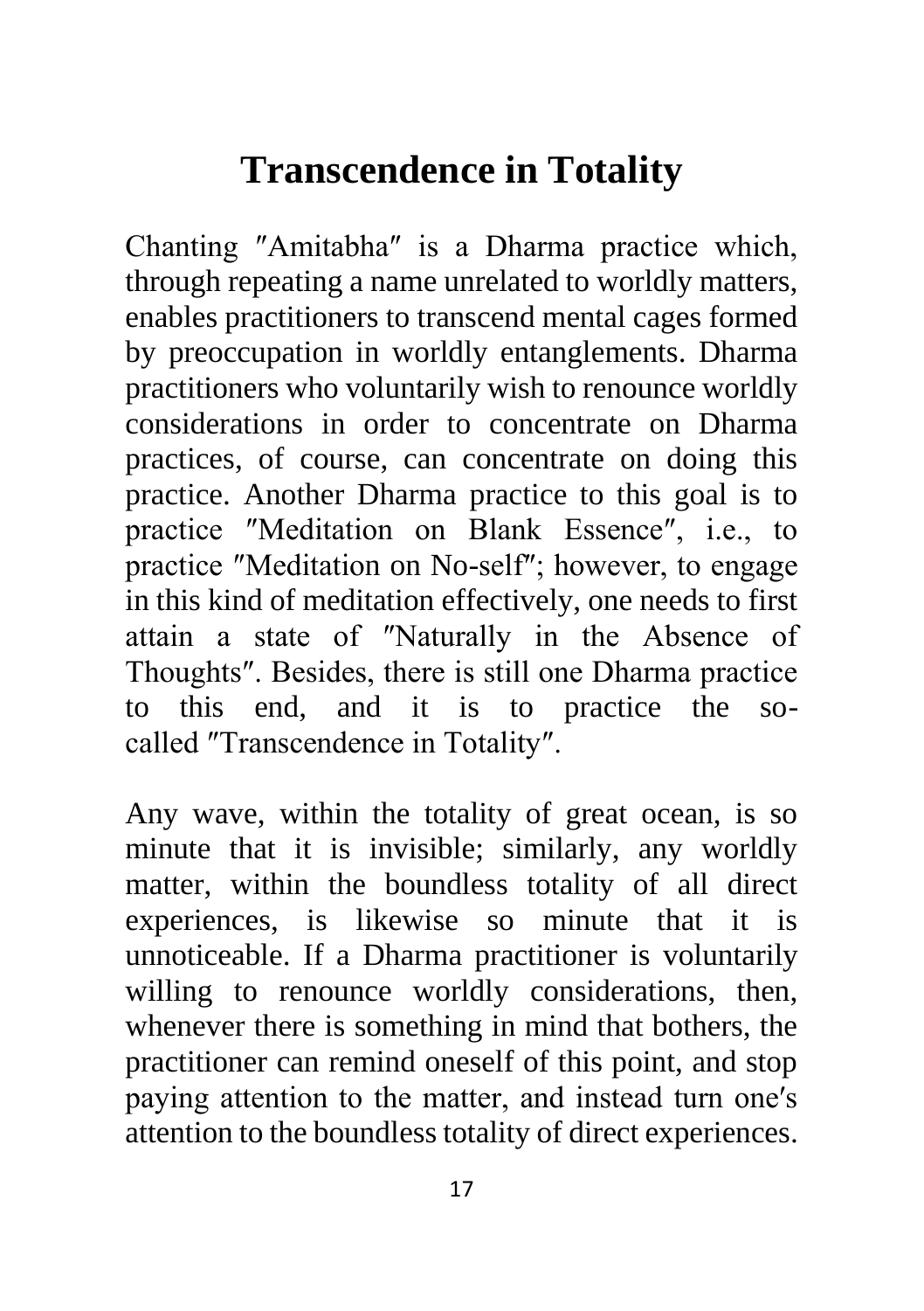# Transcendence in Totality

Chanting ″Amitabha″ is a Dharma practice which, through repeating a name unrelated to worldly matters, enables practitioners to transcend mental cages formed by preoccupation in worldly entanglements. Dharma practitioners who voluntarily wish to renounce worldly considerations in order to concentrate on Dharma practices, of course, can concentrate on doing this practice. Another Dharma practice to this goal is to practice ″Meditation on Blank Essence″, i.e., to practice ″Meditation on No-self″; however, to engage in this kind of meditation effectively, one needs to first attain a state of ″Naturally in the Absence of Thoughts″. Besides, there is still one Dharma practice to this end, and it is to practice the so-called ″Transcendence in Totality″.

Any wave, within the totality of great ocean, is so minute that it is invisible; similarly, any worldly matter, within the boundless totality of all direct experiences, is likewise so minute that it is unnoticeable. If a Dharma practitioner is voluntarily willing to renounce worldly considerations, then, whenever there is something in mind that bothers, the practitioner can remind oneself of this point, and stop paying attention to the matter, and instead turn one′s attention to the boundless totality of direct experiences.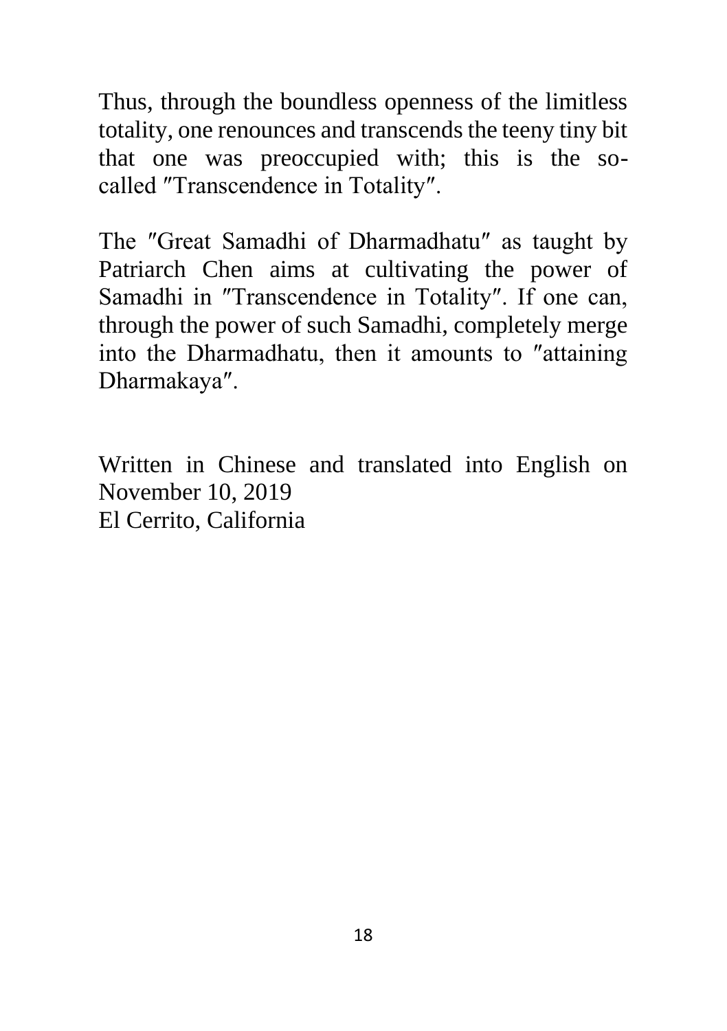Thus, through the boundless openness of the limitless totality, one renounces and transcends the teeny tiny bit that one was preoccupied with; this is the so-called ″Transcendence in Totality″.

The ″Great Samadhi of Dharmadhatu″ as taught by Patriarch Chen aims at cultivating the power of Samadhi in ″Transcendence in Totality″. If one can, through the power of such Samadhi, completely merge into the Dharmadhatu, then it amounts to ″attaining Dharmakaya″.

Written in Chinese and translated into English on November 10, 2019
El Cerrito, California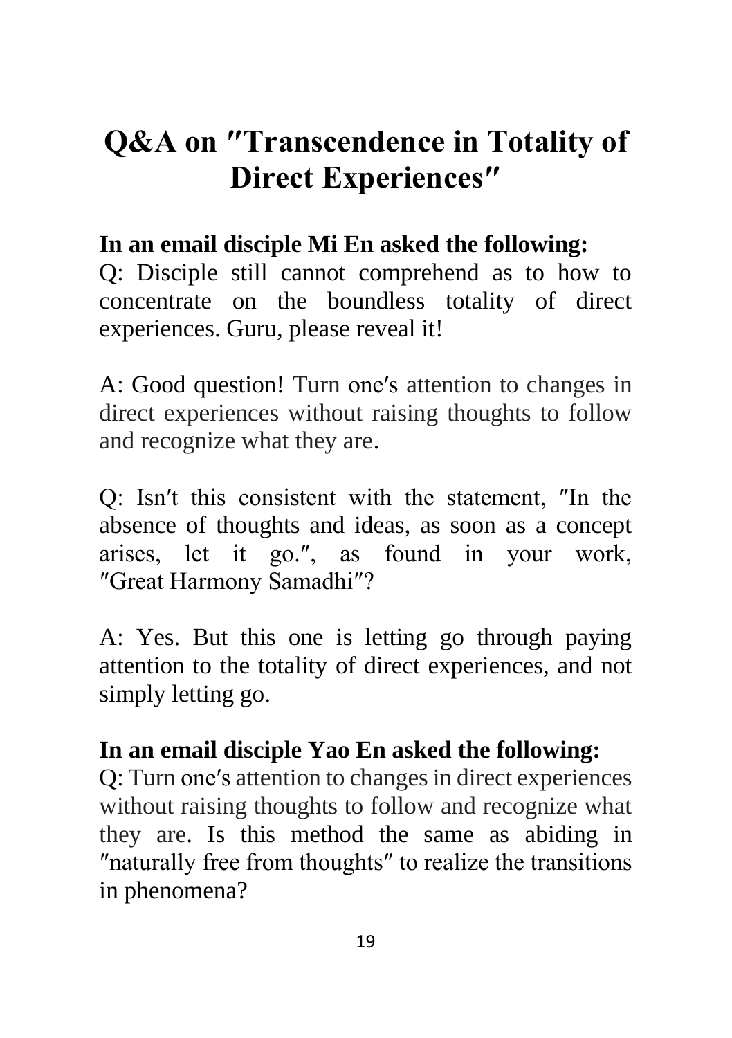# Q&A on ″Transcendence in Totality of Direct Experiences″

**In an email disciple Mi En asked the following:**

Q: Disciple still cannot comprehend as to how to concentrate on the boundless totality of direct experiences. Guru, please reveal it!

A: Good question! Turn one′s attention to changes in direct experiences without raising thoughts to follow and recognize what they are.

Q: Isn′t this consistent with the statement, ″In the absence of thoughts and ideas, as soon as a concept arises, let it go.″, as found in your work, ″Great Harmony Samadhi″?

A: Yes. But this one is letting go through paying attention to the totality of direct experiences, and not simply letting go.

**In an email disciple Yao En asked the following:**

Q: Turn one′s attention to changes in direct experiences without raising thoughts to follow and recognize what they are. Is this method the same as abiding in ″naturally free from thoughts″ to realize the transitions in phenomena?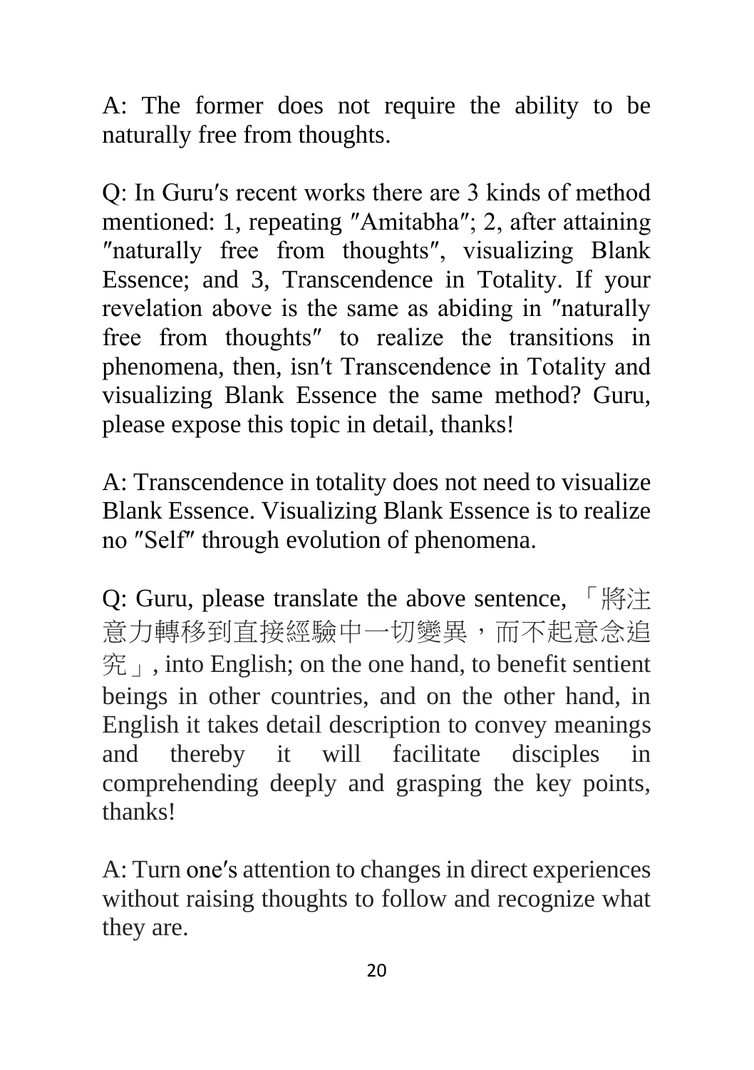A: The former does not require the ability to be naturally free from thoughts.

Q: In Guru′s recent works there are 3 kinds of method mentioned: 1, repeating ″Amitabha″; 2, after attaining ″naturally free from thoughts″, visualizing Blank Essence; and 3, Transcendence in Totality. If your revelation above is the same as abiding in ″naturally free from thoughts″ to realize the transitions in phenomena, then, isn′t Transcendence in Totality and visualizing Blank Essence the same method? Guru, please expose this topic in detail, thanks!

A: Transcendence in totality does not need to visualize Blank Essence. Visualizing Blank Essence is to realize no ″Self″ through evolution of phenomena.

Q: Guru, please translate the above sentence, 「將注意力轉移到直接經驗中一切變異，而不起意念追究」, into English; on the one hand, to benefit sentient beings in other countries, and on the other hand, in English it takes detail description to convey meanings and thereby it will facilitate disciples in comprehending deeply and grasping the key points, thanks!

A: Turn one′s attention to changes in direct experiences without raising thoughts to follow and recognize what they are.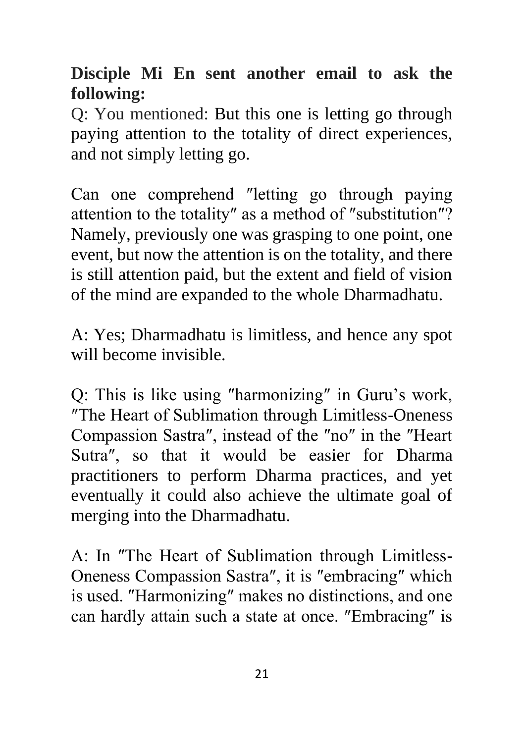**Disciple Mi En sent another email to ask the following:**

Q: You mentioned: But this one is letting go through paying attention to the totality of direct experiences, and not simply letting go.

Can one comprehend ″letting go through paying attention to the totality″ as a method of ″substitution″? Namely, previously one was grasping to one point, one event, but now the attention is on the totality, and there is still attention paid, but the extent and field of vision of the mind are expanded to the whole Dharmadhatu.

A: Yes; Dharmadhatu is limitless, and hence any spot will become invisible.

Q: This is like using ″harmonizing″ in Guru's work, ″The Heart of Sublimation through Limitless-Oneness Compassion Sastra″, instead of the ″no″ in the ″Heart Sutra″, so that it would be easier for Dharma practitioners to perform Dharma practices, and yet eventually it could also achieve the ultimate goal of merging into the Dharmadhatu.

A: In ″The Heart of Sublimation through Limitless-Oneness Compassion Sastra″, it is ″embracing″ which is used. ″Harmonizing″ makes no distinctions, and one can hardly attain such a state at once. ″Embracing″ is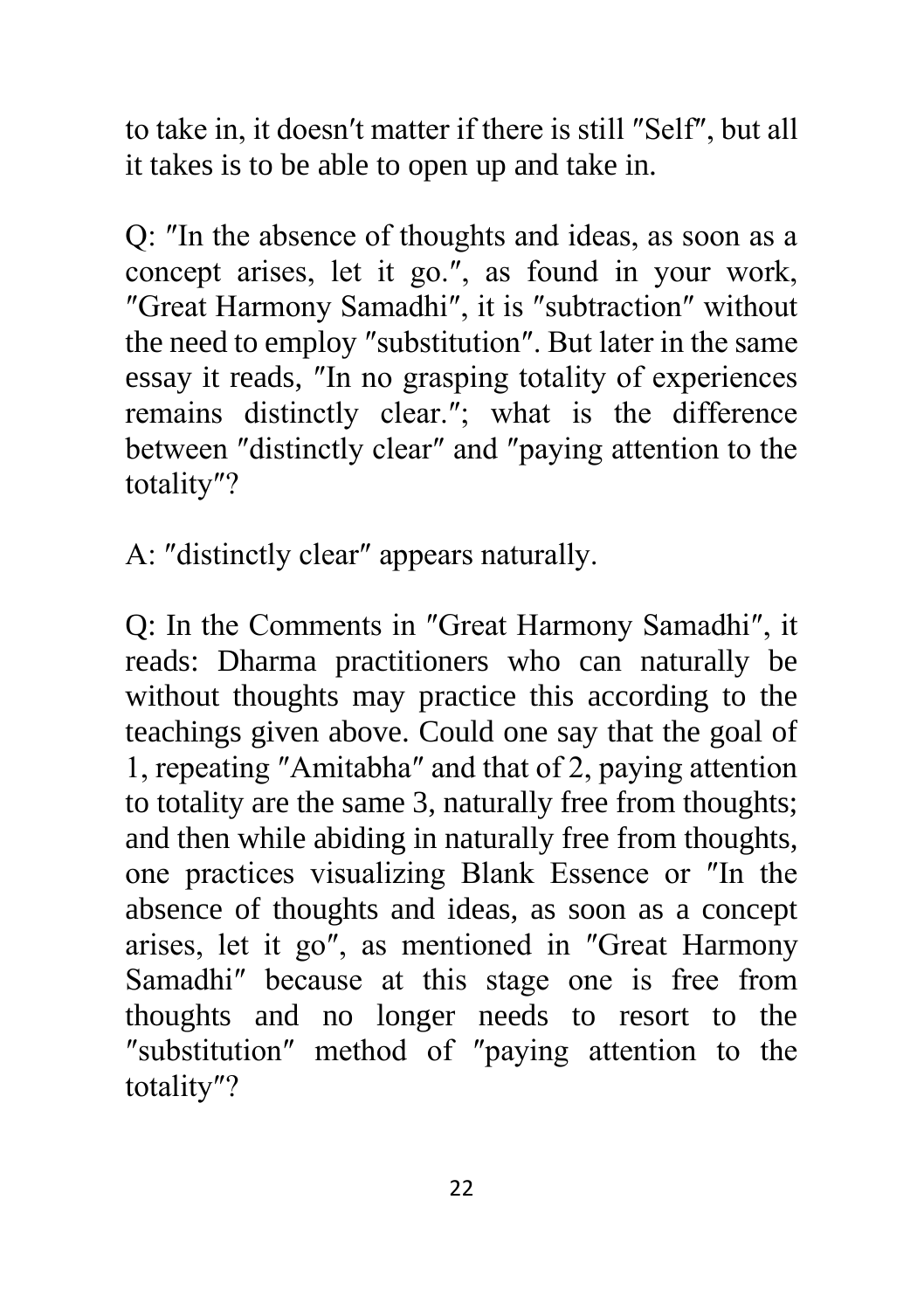to take in, it doesn′t matter if there is still ″Self″, but all it takes is to be able to open up and take in.

Q: ″In the absence of thoughts and ideas, as soon as a concept arises, let it go.″, as found in your work, ″Great Harmony Samadhi″, it is ″subtraction″ without the need to employ ″substitution″. But later in the same essay it reads, ″In no grasping totality of experiences remains distinctly clear.″; what is the difference between ″distinctly clear″ and ″paying attention to the totality″?

A: ″distinctly clear″ appears naturally.

Q: In the Comments in ″Great Harmony Samadhi″, it reads: Dharma practitioners who can naturally be without thoughts may practice this according to the teachings given above. Could one say that the goal of 1, repeating ″Amitabha″ and that of 2, paying attention to totality are the same 3, naturally free from thoughts; and then while abiding in naturally free from thoughts, one practices visualizing Blank Essence or ″In the absence of thoughts and ideas, as soon as a concept arises, let it go″, as mentioned in ″Great Harmony Samadhi″ because at this stage one is free from thoughts and no longer needs to resort to the ″substitution″ method of ″paying attention to the totality″?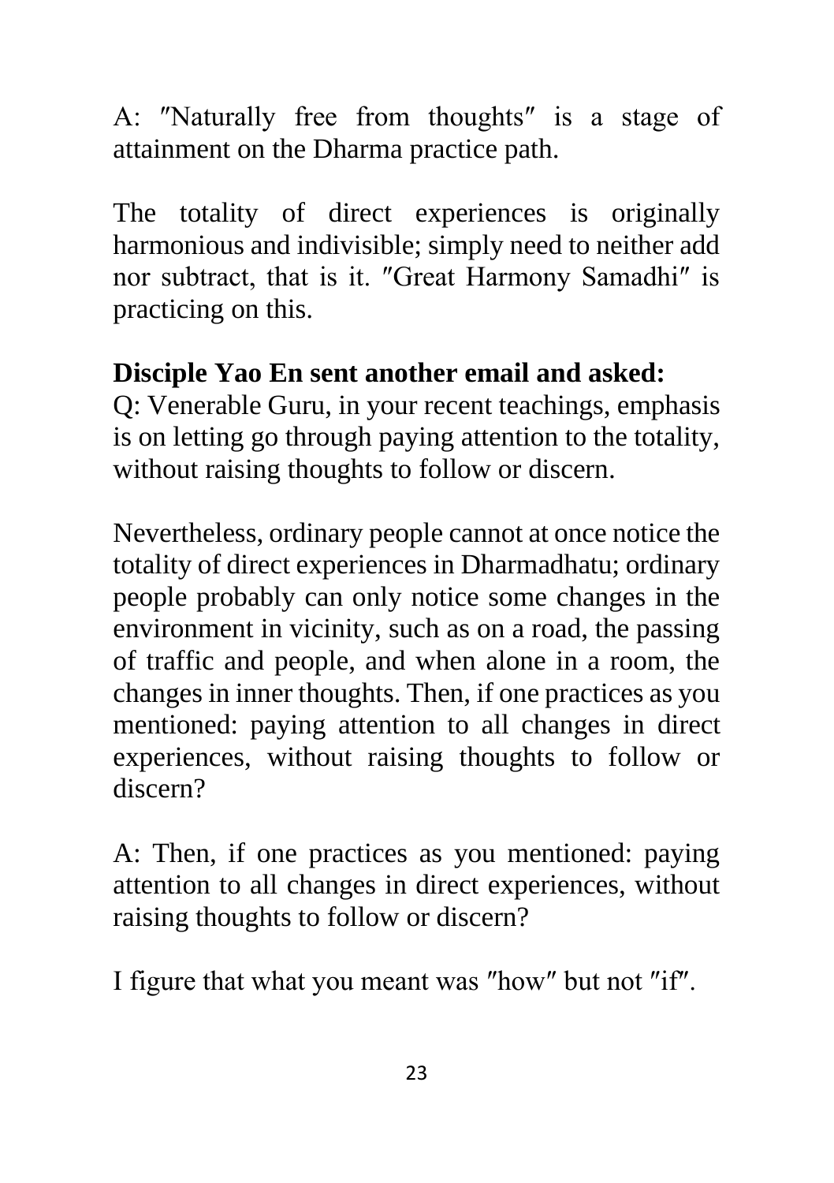A: ″Naturally free from thoughts″ is a stage of attainment on the Dharma practice path.

The totality of direct experiences is originally harmonious and indivisible; simply need to neither add nor subtract, that is it. ″Great Harmony Samadhi″ is practicing on this.

**Disciple Yao En sent another email and asked:**
Q: Venerable Guru, in your recent teachings, emphasis is on letting go through paying attention to the totality, without raising thoughts to follow or discern.

Nevertheless, ordinary people cannot at once notice the totality of direct experiences in Dharmadhatu; ordinary people probably can only notice some changes in the environment in vicinity, such as on a road, the passing of traffic and people, and when alone in a room, the changes in inner thoughts. Then, if one practices as you mentioned: paying attention to all changes in direct experiences, without raising thoughts to follow or discern?

A: Then, if one practices as you mentioned: paying attention to all changes in direct experiences, without raising thoughts to follow or discern?

I figure that what you meant was ″how″ but not ″if″.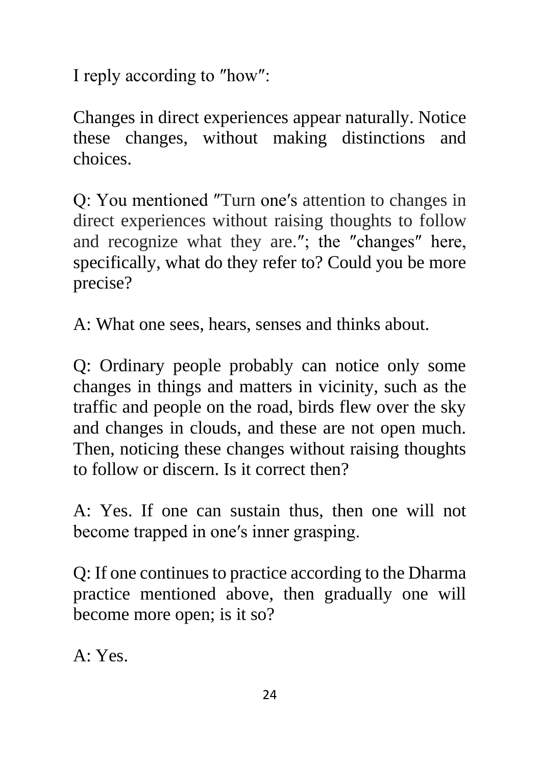I reply according to ″how″:

Changes in direct experiences appear naturally. Notice these changes, without making distinctions and choices.

Q: You mentioned ″Turn one′s attention to changes in direct experiences without raising thoughts to follow and recognize what they are.″; the ″changes″ here, specifically, what do they refer to? Could you be more precise?

A: What one sees, hears, senses and thinks about.

Q: Ordinary people probably can notice only some changes in things and matters in vicinity, such as the traffic and people on the road, birds flew over the sky and changes in clouds, and these are not open much. Then, noticing these changes without raising thoughts to follow or discern. Is it correct then?

A: Yes. If one can sustain thus, then one will not become trapped in one′s inner grasping.

Q: If one continues to practice according to the Dharma practice mentioned above, then gradually one will become more open; is it so?

A: Yes.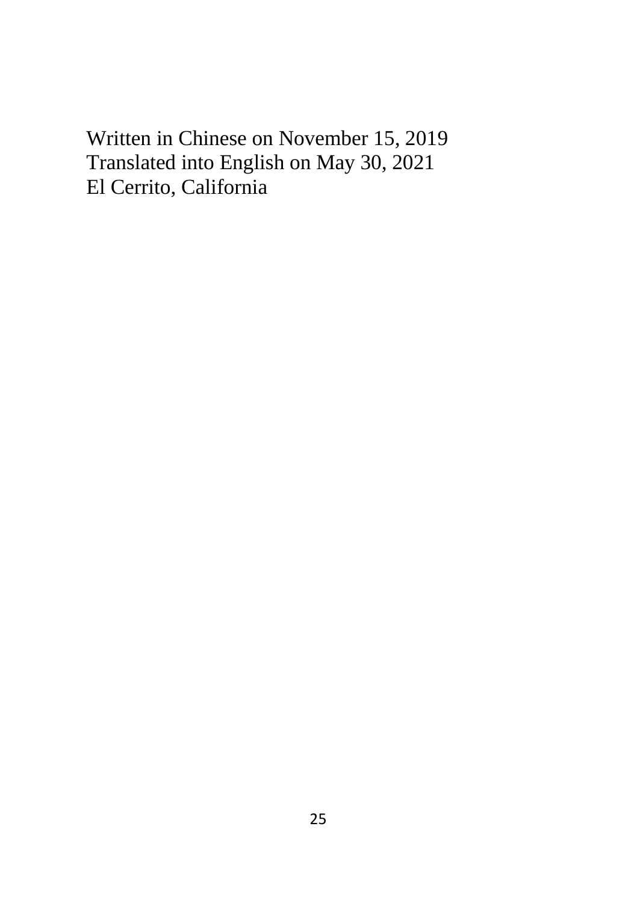Written in Chinese on November 15, 2019
Translated into English on May 30, 2021
El Cerrito, California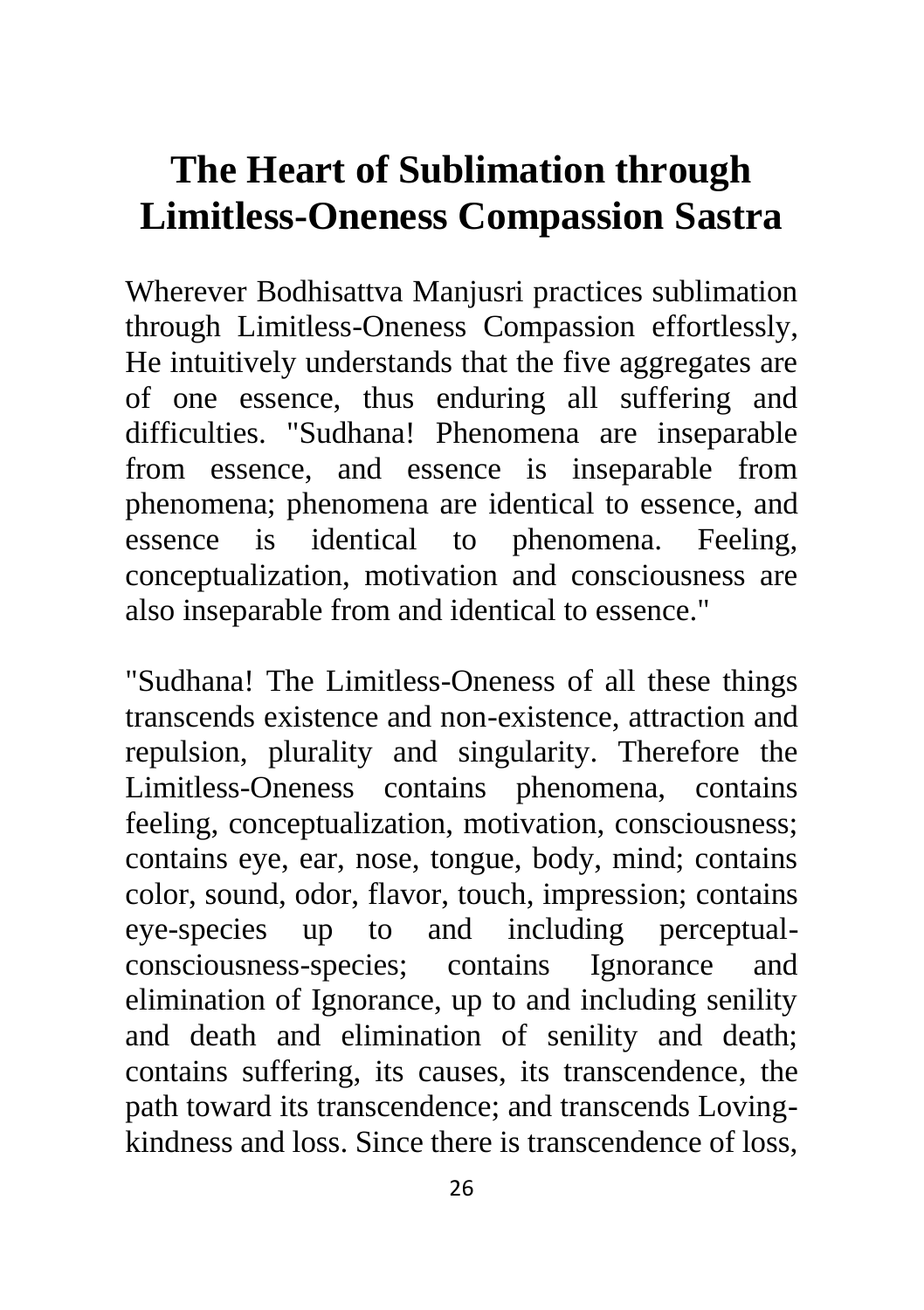# The Heart of Sublimation through Limitless-Oneness Compassion Sastra

Wherever Bodhisattva Manjusri practices sublimation through Limitless-Oneness Compassion effortlessly, He intuitively understands that the five aggregates are of one essence, thus enduring all suffering and difficulties. "Sudhana! Phenomena are inseparable from essence, and essence is inseparable from phenomena; phenomena are identical to essence, and essence is identical to phenomena. Feeling, conceptualization, motivation and consciousness are also inseparable from and identical to essence."

"Sudhana! The Limitless-Oneness of all these things transcends existence and non-existence, attraction and repulsion, plurality and singularity. Therefore the Limitless-Oneness contains phenomena, contains feeling, conceptualization, motivation, consciousness; contains eye, ear, nose, tongue, body, mind; contains color, sound, odor, flavor, touch, impression; contains eye-species up to and including perceptual-consciousness-species; contains Ignorance and elimination of Ignorance, up to and including senility and death and elimination of senility and death; contains suffering, its causes, its transcendence, the path toward its transcendence; and transcends Loving-kindness and loss. Since there is transcendence of loss,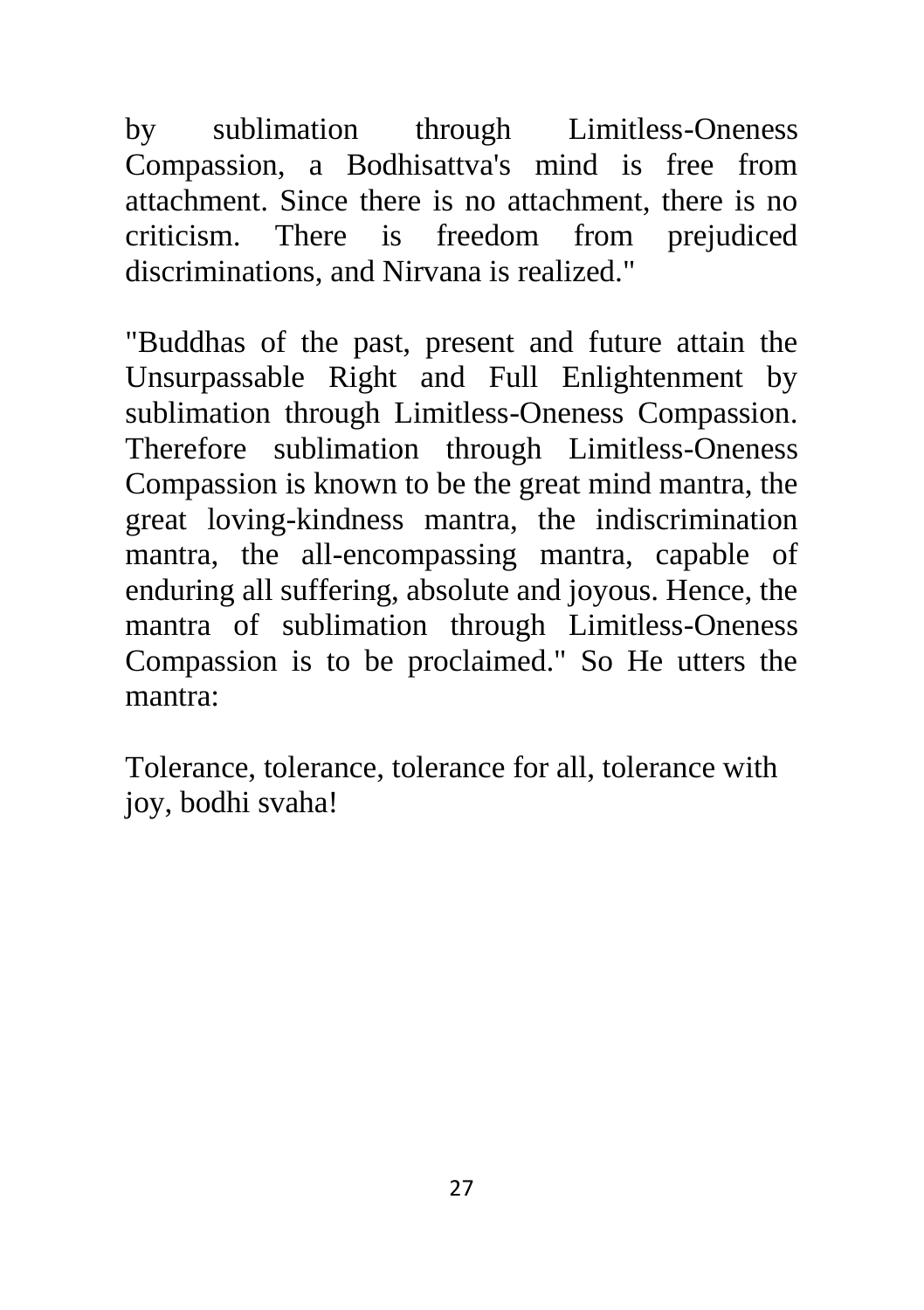by sublimation through Limitless-Oneness Compassion, a Bodhisattva's mind is free from attachment. Since there is no attachment, there is no criticism. There is freedom from prejudiced discriminations, and Nirvana is realized."

"Buddhas of the past, present and future attain the Unsurpassable Right and Full Enlightenment by sublimation through Limitless-Oneness Compassion. Therefore sublimation through Limitless-Oneness Compassion is known to be the great mind mantra, the great loving-kindness mantra, the indiscrimination mantra, the all-encompassing mantra, capable of enduring all suffering, absolute and joyous. Hence, the mantra of sublimation through Limitless-Oneness Compassion is to be proclaimed." So He utters the mantra:

Tolerance, tolerance, tolerance for all, tolerance with joy, bodhi svaha!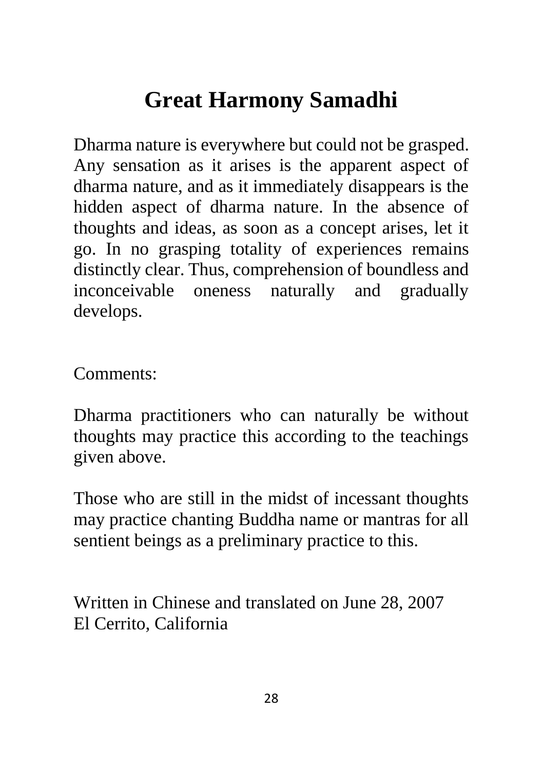# Great Harmony Samadhi

Dharma nature is everywhere but could not be grasped. Any sensation as it arises is the apparent aspect of dharma nature, and as it immediately disappears is the hidden aspect of dharma nature. In the absence of thoughts and ideas, as soon as a concept arises, let it go. In no grasping totality of experiences remains distinctly clear. Thus, comprehension of boundless and inconceivable oneness naturally and gradually develops.

Comments:

Dharma practitioners who can naturally be without thoughts may practice this according to the teachings given above.

Those who are still in the midst of incessant thoughts may practice chanting Buddha name or mantras for all sentient beings as a preliminary practice to this.

Written in Chinese and translated on June 28, 2007
El Cerrito, California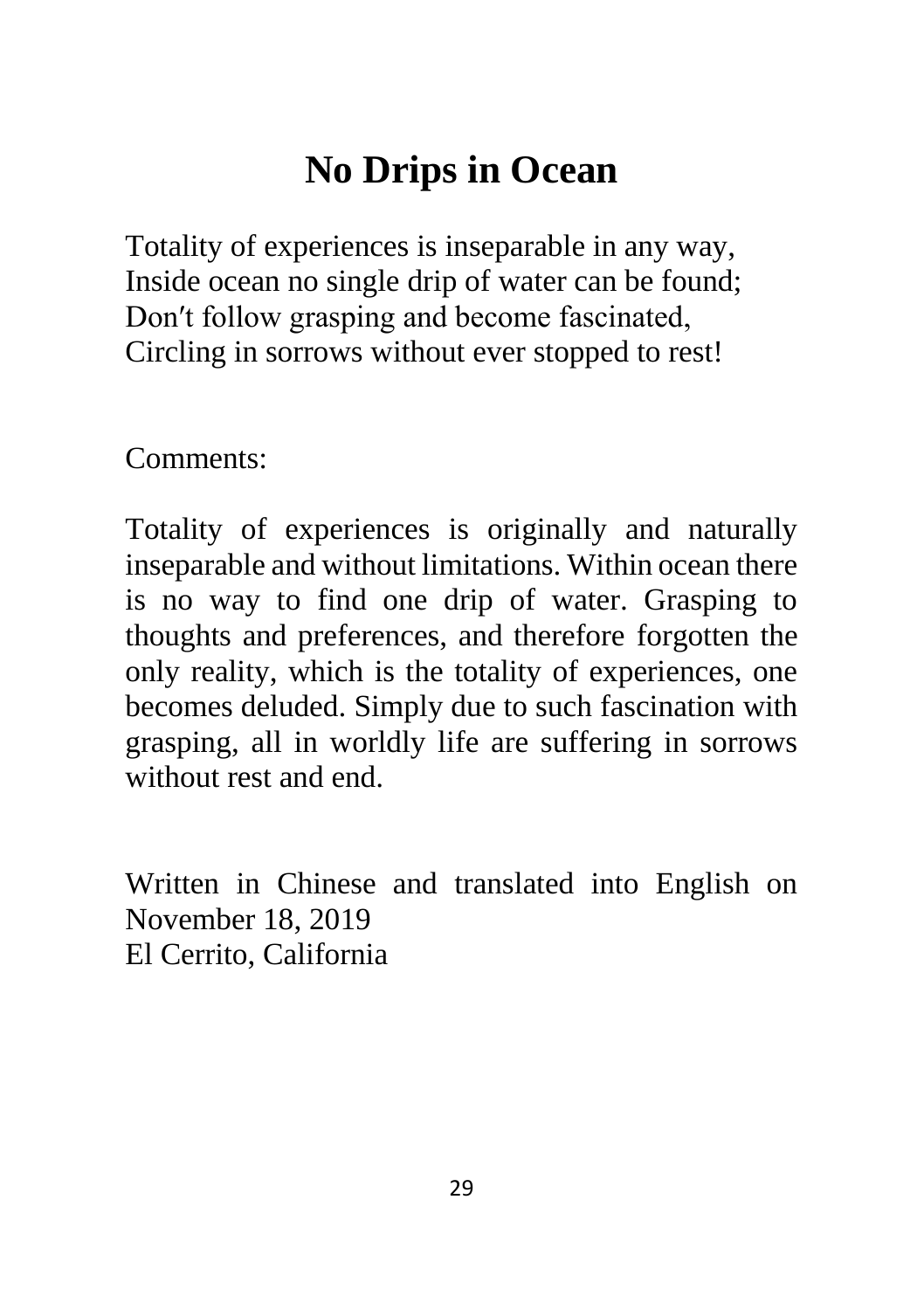# No Drips in Ocean

Totality of experiences is inseparable in any way,  
Inside ocean no single drip of water can be found;  
Don′t follow grasping and become fascinated,  
Circling in sorrows without ever stopped to rest!

Comments:

Totality of experiences is originally and naturally inseparable and without limitations. Within ocean there is no way to find one drip of water. Grasping to thoughts and preferences, and therefore forgotten the only reality, which is the totality of experiences, one becomes deluded. Simply due to such fascination with grasping, all in worldly life are suffering in sorrows without rest and end.

Written in Chinese and translated into English on November 18, 2019  
El Cerrito, California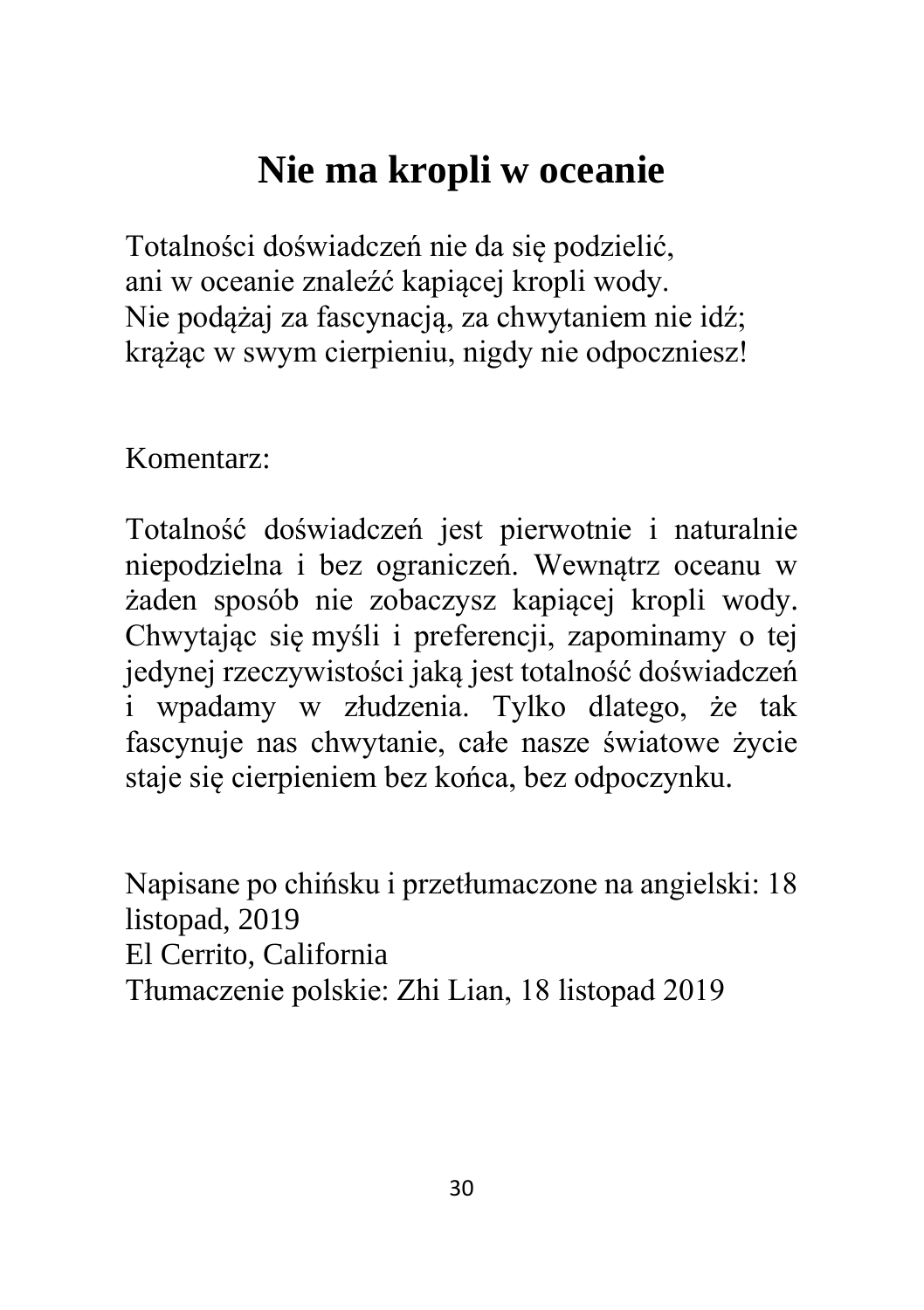# Nie ma kropli w oceanie

Totalności doświadczeń nie da się podzielić,
ani w oceanie znaleźć kapiącej kropli wody.
Nie podążaj za fascynacją, za chwytaniem nie idź;
krążąc w swym cierpieniu, nigdy nie odpoczniesz!

Komentarz:

Totalność doświadczeń jest pierwotnie i naturalnie niepodzielna i bez ograniczeń. Wewnątrz oceanu w żaden sposób nie zobaczysz kapiącej kropli wody. Chwytając się myśli i preferencji, zapominamy o tej jedynej rzeczywistości jaką jest totalność doświadczeń i wpadamy w złudzenia. Tylko dlatego, że tak fascynuje nas chwytanie, całe nasze światowe życie staje się cierpieniem bez końca, bez odpoczynku.

Napisane po chińsku i przetłumaczone na angielski: 18 listopad, 2019
El Cerrito, California
Tłumaczenie polskie: Zhi Lian, 18 listopad 2019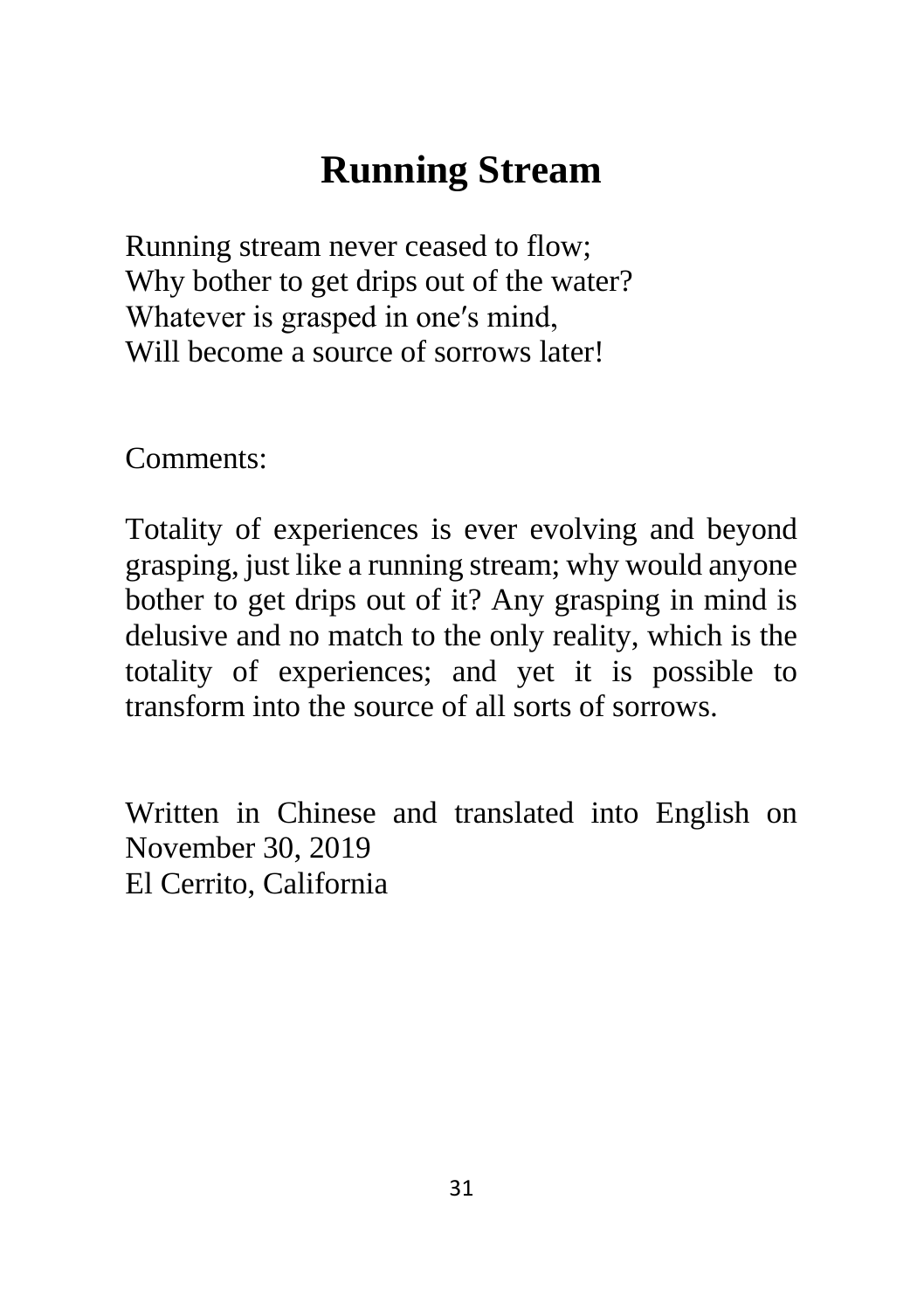# Running Stream

Running stream never ceased to flow;
Why bother to get drips out of the water?
Whatever is grasped in one′s mind,
Will become a source of sorrows later!

Comments:

Totality of experiences is ever evolving and beyond grasping, just like a running stream; why would anyone bother to get drips out of it? Any grasping in mind is delusive and no match to the only reality, which is the totality of experiences; and yet it is possible to transform into the source of all sorts of sorrows.

Written in Chinese and translated into English on November 30, 2019
El Cerrito, California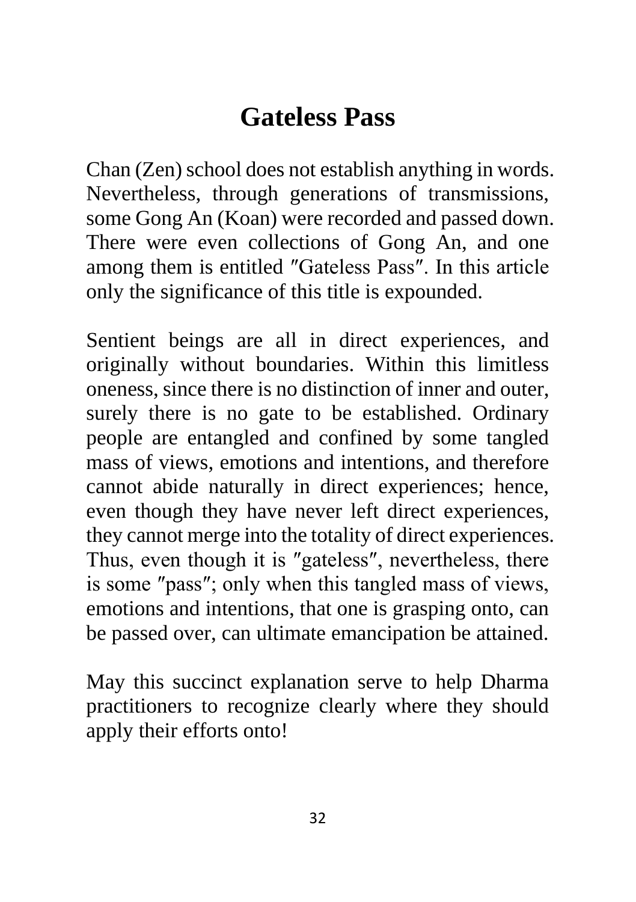# Gateless Pass

Chan (Zen) school does not establish anything in words. Nevertheless, through generations of transmissions, some Gong An (Koan) were recorded and passed down. There were even collections of Gong An, and one among them is entitled ″Gateless Pass″. In this article only the significance of this title is expounded.

Sentient beings are all in direct experiences, and originally without boundaries. Within this limitless oneness, since there is no distinction of inner and outer, surely there is no gate to be established. Ordinary people are entangled and confined by some tangled mass of views, emotions and intentions, and therefore cannot abide naturally in direct experiences; hence, even though they have never left direct experiences, they cannot merge into the totality of direct experiences. Thus, even though it is ″gateless″, nevertheless, there is some ″pass″; only when this tangled mass of views, emotions and intentions, that one is grasping onto, can be passed over, can ultimate emancipation be attained.

May this succinct explanation serve to help Dharma practitioners to recognize clearly where they should apply their efforts onto!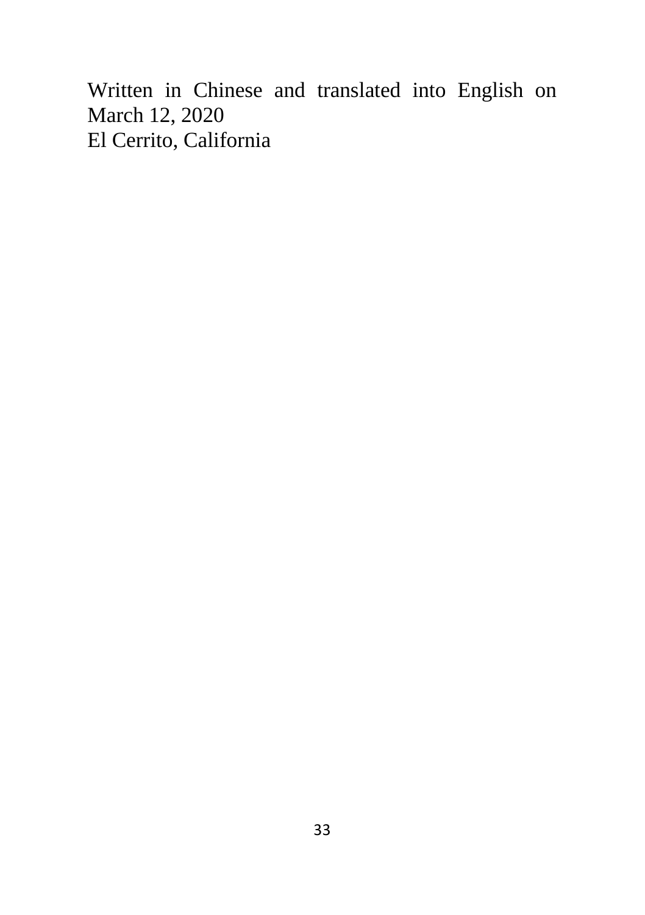Written in Chinese and translated into English on March 12, 2020
El Cerrito, California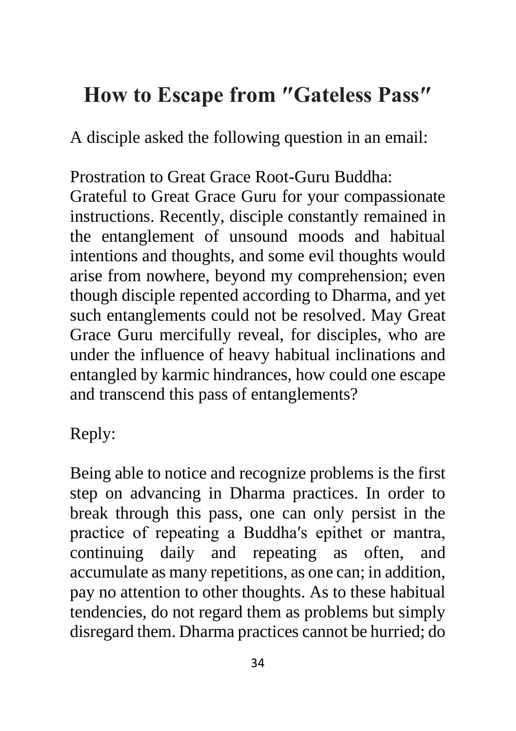## How to Escape from ″Gateless Pass″

A disciple asked the following question in an email:

Prostration to Great Grace Root-Guru Buddha:
Grateful to Great Grace Guru for your compassionate instructions. Recently, disciple constantly remained in the entanglement of unsound moods and habitual intentions and thoughts, and some evil thoughts would arise from nowhere, beyond my comprehension; even though disciple repented according to Dharma, and yet such entanglements could not be resolved. May Great Grace Guru mercifully reveal, for disciples, who are under the influence of heavy habitual inclinations and entangled by karmic hindrances, how could one escape and transcend this pass of entanglements?

Reply:

Being able to notice and recognize problems is the first step on advancing in Dharma practices. In order to break through this pass, one can only persist in the practice of repeating a Buddha′s epithet or mantra, continuing daily and repeating as often, and accumulate as many repetitions, as one can; in addition, pay no attention to other thoughts. As to these habitual tendencies, do not regard them as problems but simply disregard them. Dharma practices cannot be hurried; do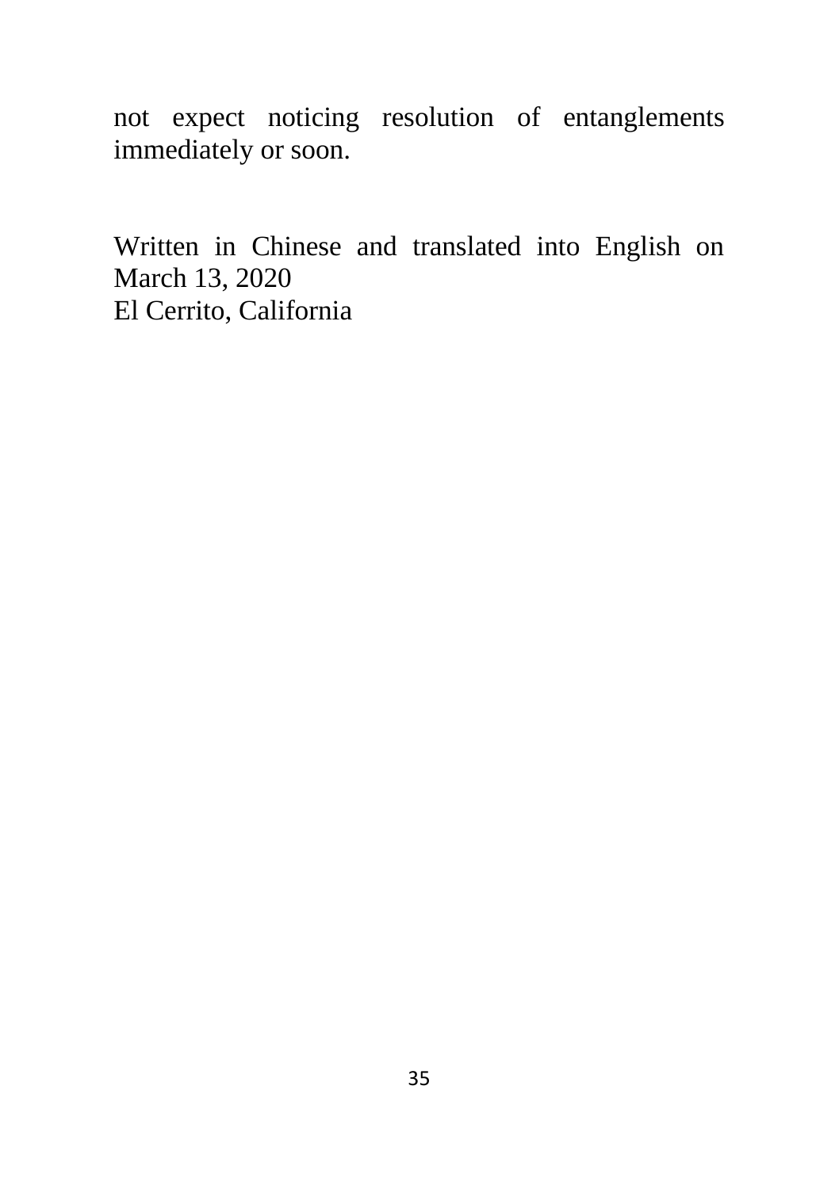not expect noticing resolution of entanglements immediately or soon.

Written in Chinese and translated into English on March 13, 2020
El Cerrito, California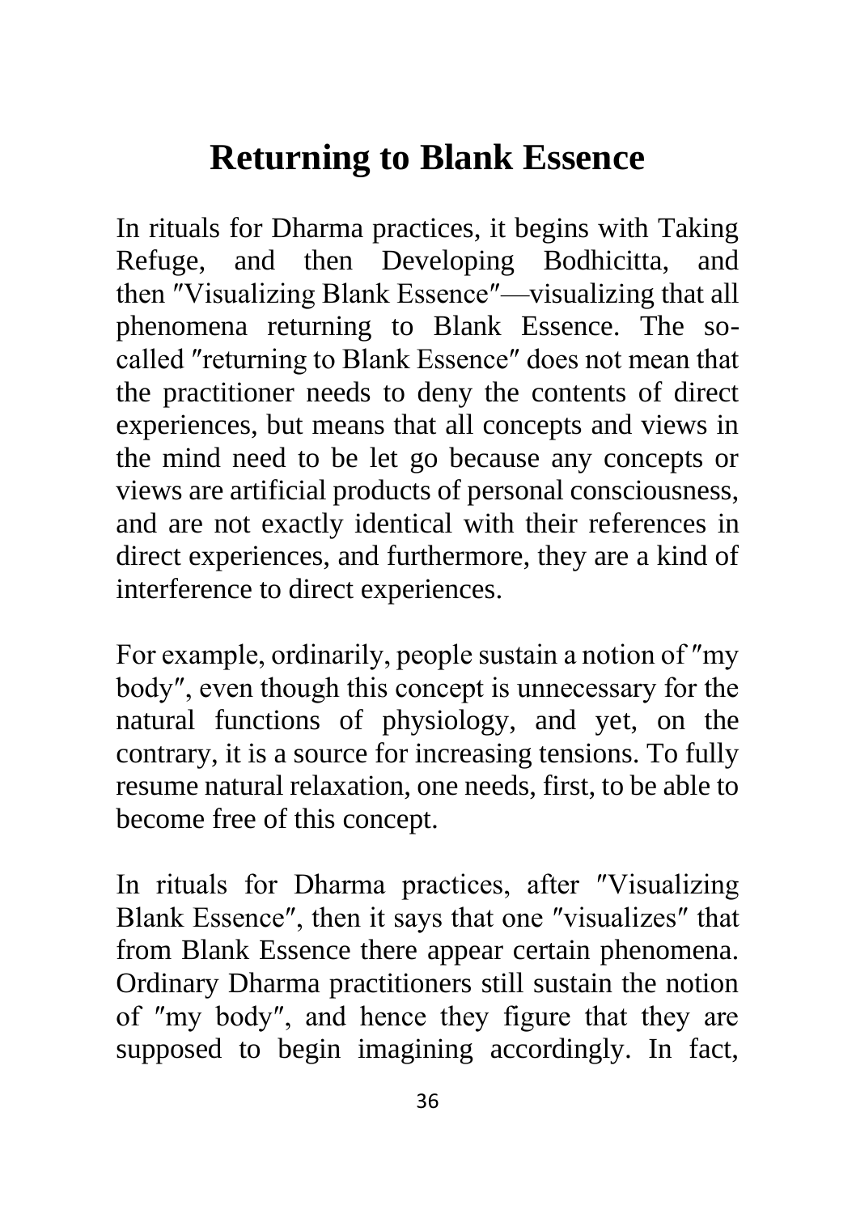# Returning to Blank Essence

In rituals for Dharma practices, it begins with Taking Refuge, and then Developing Bodhicitta, and then ″Visualizing Blank Essence″—visualizing that all phenomena returning to Blank Essence. The so-called ″returning to Blank Essence″ does not mean that the practitioner needs to deny the contents of direct experiences, but means that all concepts and views in the mind need to be let go because any concepts or views are artificial products of personal consciousness, and are not exactly identical with their references in direct experiences, and furthermore, they are a kind of interference to direct experiences.

For example, ordinarily, people sustain a notion of ″my body″, even though this concept is unnecessary for the natural functions of physiology, and yet, on the contrary, it is a source for increasing tensions. To fully resume natural relaxation, one needs, first, to be able to become free of this concept.

In rituals for Dharma practices, after ″Visualizing Blank Essence″, then it says that one ″visualizes″ that from Blank Essence there appear certain phenomena. Ordinary Dharma practitioners still sustain the notion of ″my body″, and hence they figure that they are supposed to begin imagining accordingly. In fact,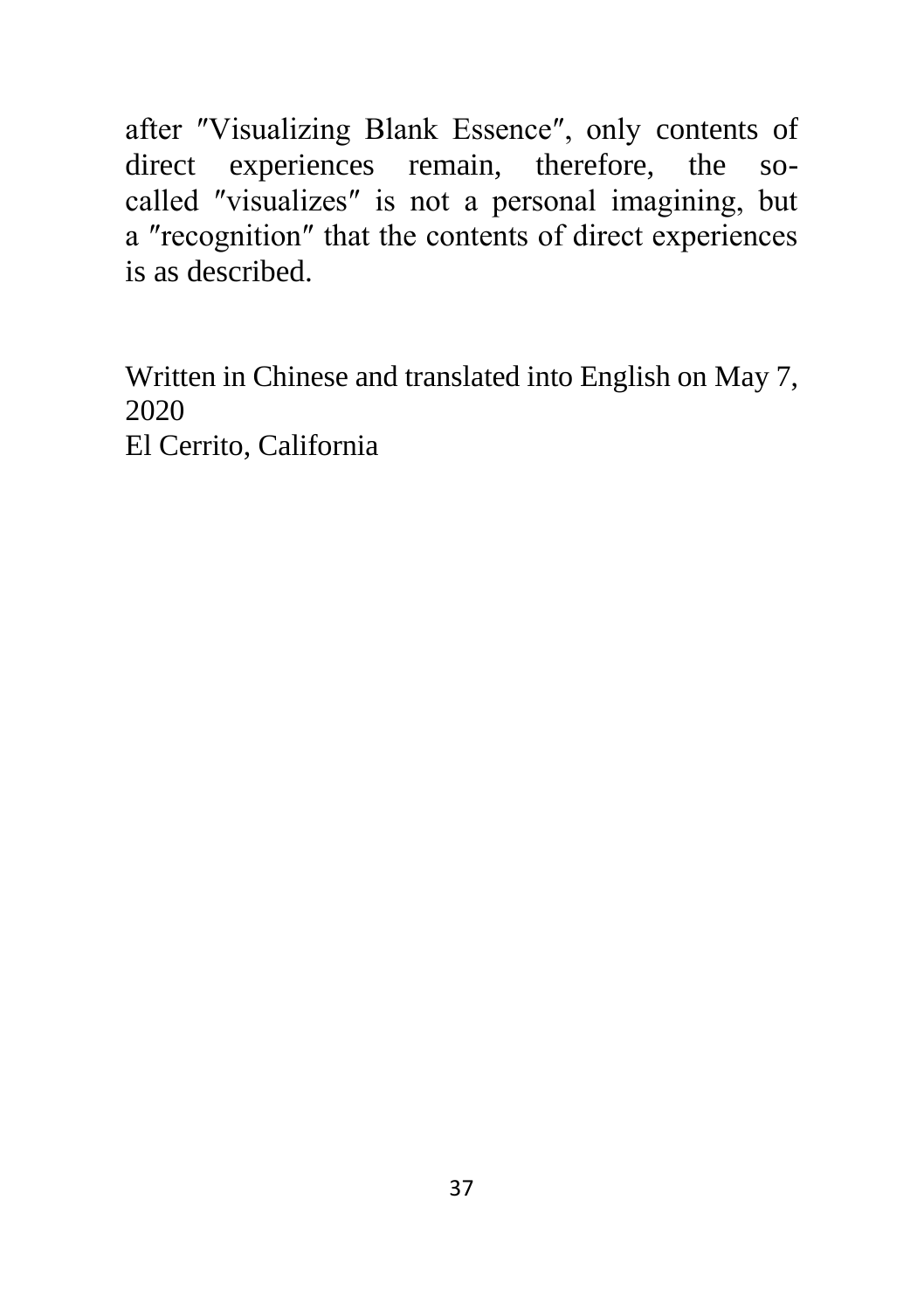after ″Visualizing Blank Essence″, only contents of direct experiences remain, therefore, the so-called ″visualizes″ is not a personal imagining, but a ″recognition″ that the contents of direct experiences is as described.

Written in Chinese and translated into English on May 7, 2020
El Cerrito, California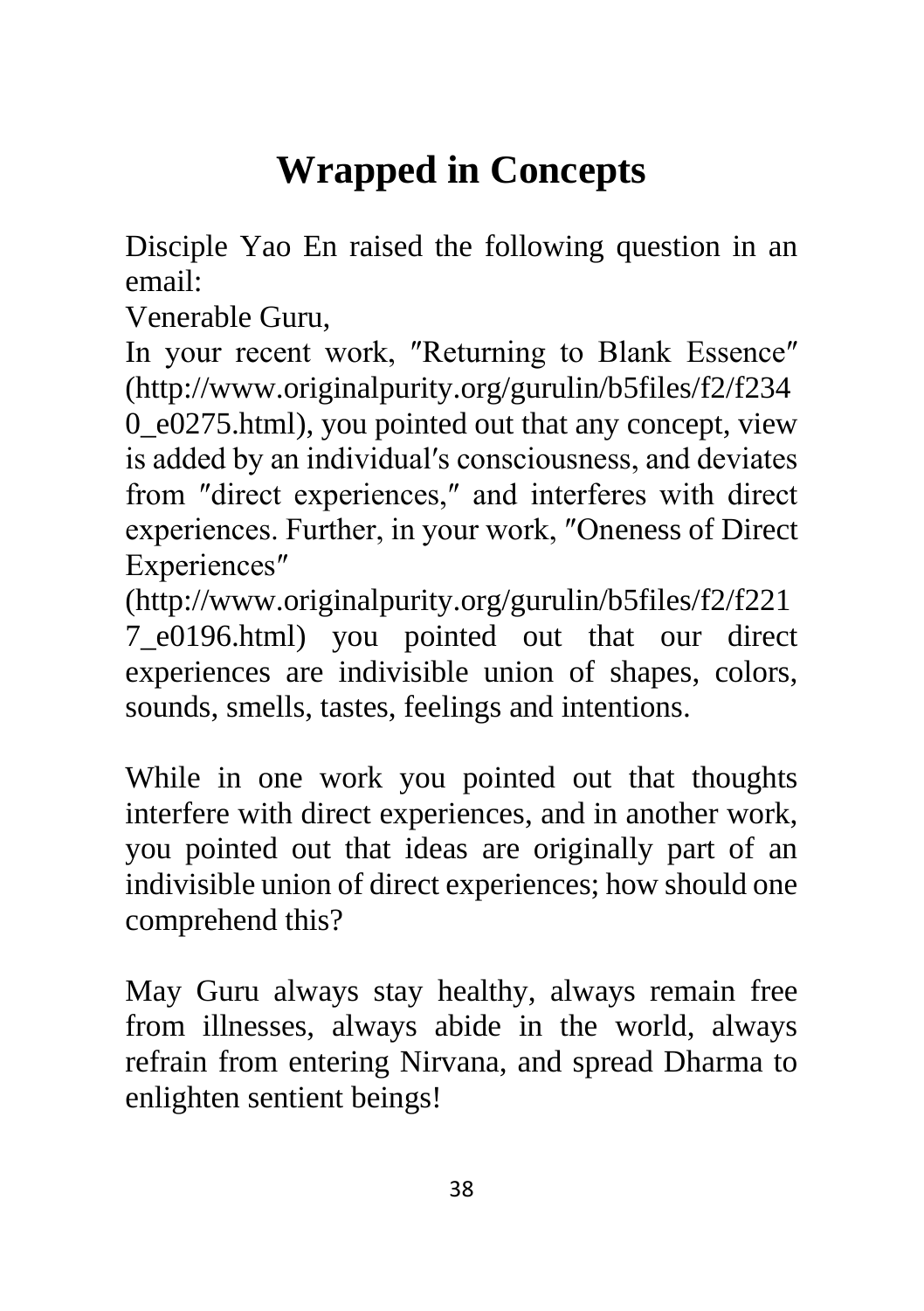# Wrapped in Concepts

Disciple Yao En raised the following question in an email:

Venerable Guru,

In your recent work, ″Returning to Blank Essence″ (http://www.originalpurity.org/gurulin/b5files/f2/f2340_e0275.html), you pointed out that any concept, view is added by an individual′s consciousness, and deviates from ″direct experiences,″ and interferes with direct experiences. Further, in your work, ″Oneness of Direct Experiences″ (http://www.originalpurity.org/gurulin/b5files/f2/f2217_e0196.html) you pointed out that our direct experiences are indivisible union of shapes, colors, sounds, smells, tastes, feelings and intentions.

While in one work you pointed out that thoughts interfere with direct experiences, and in another work, you pointed out that ideas are originally part of an indivisible union of direct experiences; how should one comprehend this?

May Guru always stay healthy, always remain free from illnesses, always abide in the world, always refrain from entering Nirvana, and spread Dharma to enlighten sentient beings!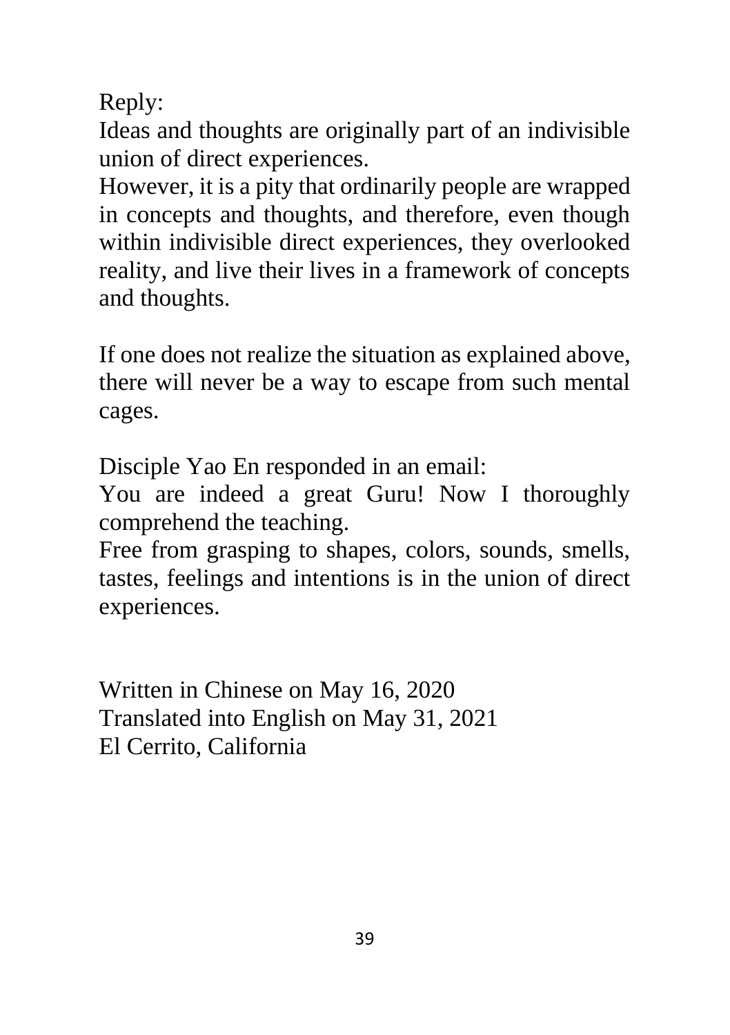Reply:
Ideas and thoughts are originally part of an indivisible union of direct experiences.
However, it is a pity that ordinarily people are wrapped in concepts and thoughts, and therefore, even though within indivisible direct experiences, they overlooked reality, and live their lives in a framework of concepts and thoughts.

If one does not realize the situation as explained above, there will never be a way to escape from such mental cages.

Disciple Yao En responded in an email:
You are indeed a great Guru! Now I thoroughly comprehend the teaching.
Free from grasping to shapes, colors, sounds, smells, tastes, feelings and intentions is in the union of direct experiences.

Written in Chinese on May 16, 2020
Translated into English on May 31, 2021
El Cerrito, California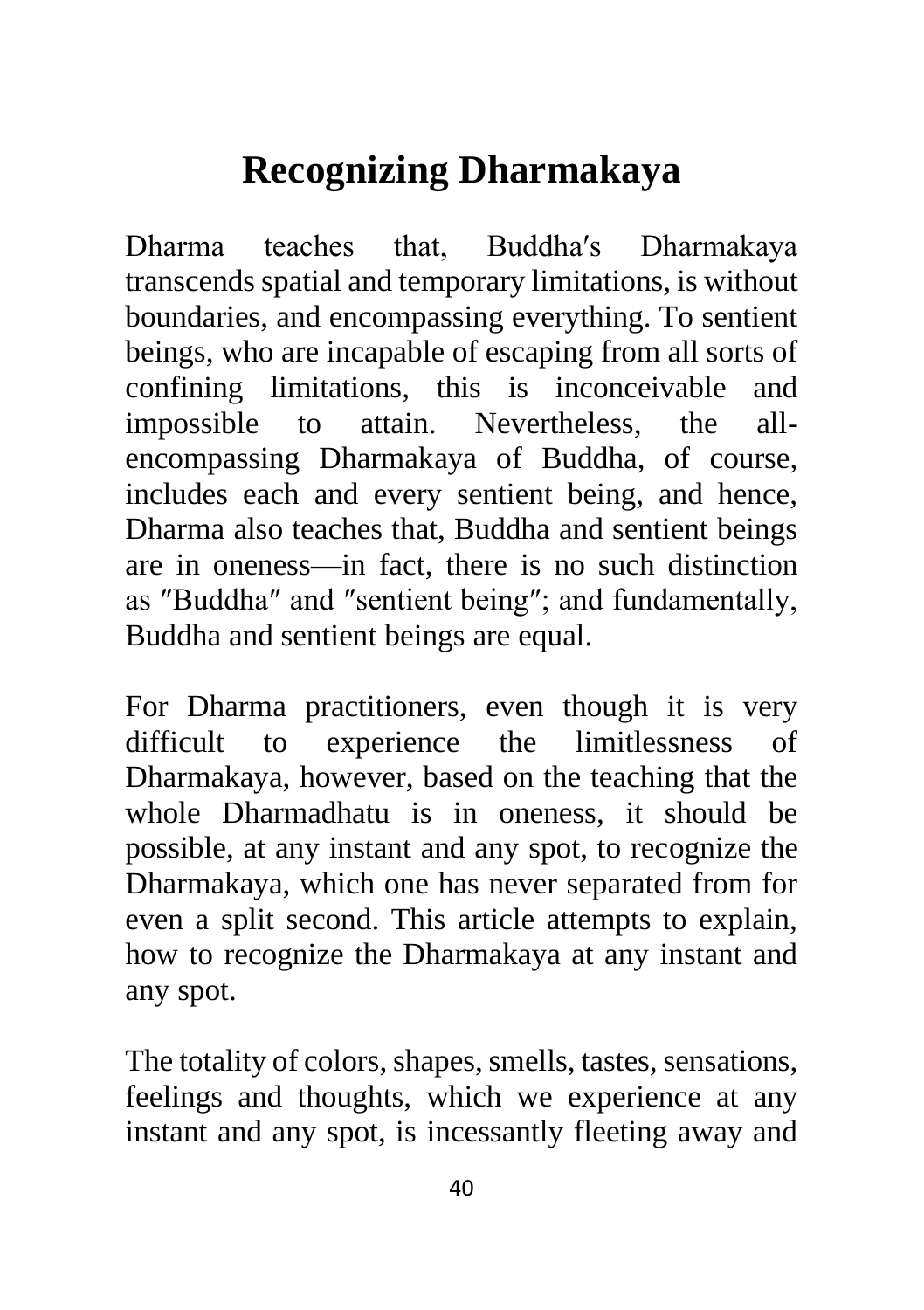# Recognizing Dharmakaya

Dharma teaches that, Buddha′s Dharmakaya transcends spatial and temporary limitations, is without boundaries, and encompassing everything. To sentient beings, who are incapable of escaping from all sorts of confining limitations, this is inconceivable and impossible to attain. Nevertheless, the all-encompassing Dharmakaya of Buddha, of course, includes each and every sentient being, and hence, Dharma also teaches that, Buddha and sentient beings are in oneness—in fact, there is no such distinction as ″Buddha″ and ″sentient being″; and fundamentally, Buddha and sentient beings are equal.

For Dharma practitioners, even though it is very difficult to experience the limitlessness of Dharmakaya, however, based on the teaching that the whole Dharmadhatu is in oneness, it should be possible, at any instant and any spot, to recognize the Dharmakaya, which one has never separated from for even a split second. This article attempts to explain, how to recognize the Dharmakaya at any instant and any spot.

The totality of colors, shapes, smells, tastes, sensations, feelings and thoughts, which we experience at any instant and any spot, is incessantly fleeting away and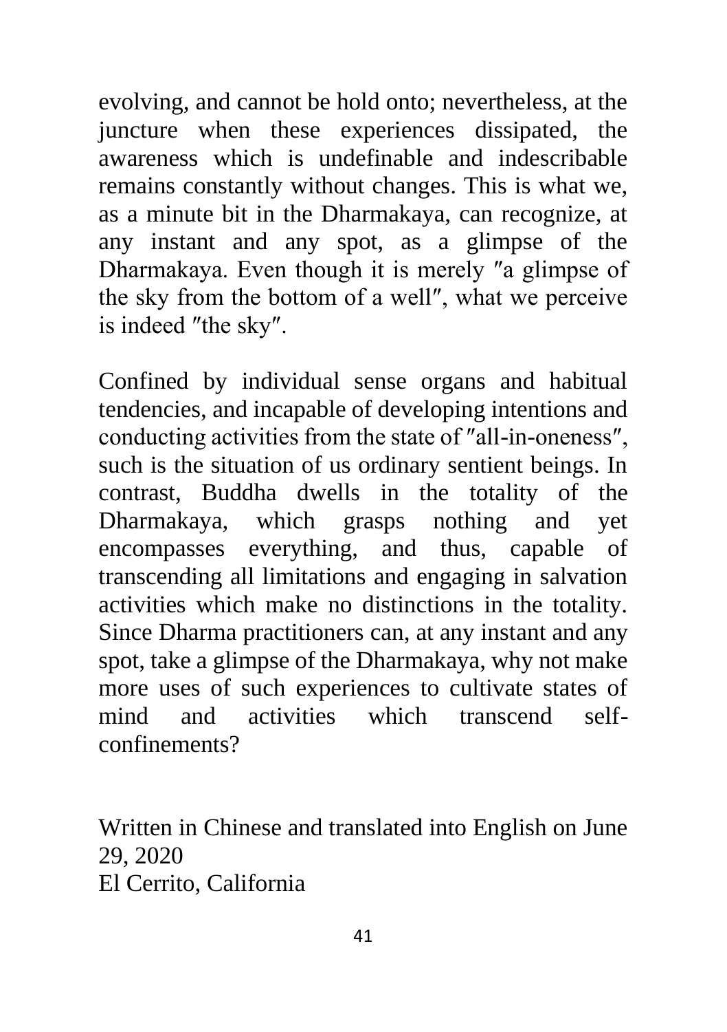evolving, and cannot be hold onto; nevertheless, at the juncture when these experiences dissipated, the awareness which is undefinable and indescribable remains constantly without changes. This is what we, as a minute bit in the Dharmakaya, can recognize, at any instant and any spot, as a glimpse of the Dharmakaya. Even though it is merely ″a glimpse of the sky from the bottom of a well″, what we perceive is indeed ″the sky″.

Confined by individual sense organs and habitual tendencies, and incapable of developing intentions and conducting activities from the state of ″all-in-oneness″, such is the situation of us ordinary sentient beings. In contrast, Buddha dwells in the totality of the Dharmakaya, which grasps nothing and yet encompasses everything, and thus, capable of transcending all limitations and engaging in salvation activities which make no distinctions in the totality. Since Dharma practitioners can, at any instant and any spot, take a glimpse of the Dharmakaya, why not make more uses of such experiences to cultivate states of mind and activities which transcend self-confinements?

Written in Chinese and translated into English on June 29, 2020
El Cerrito, California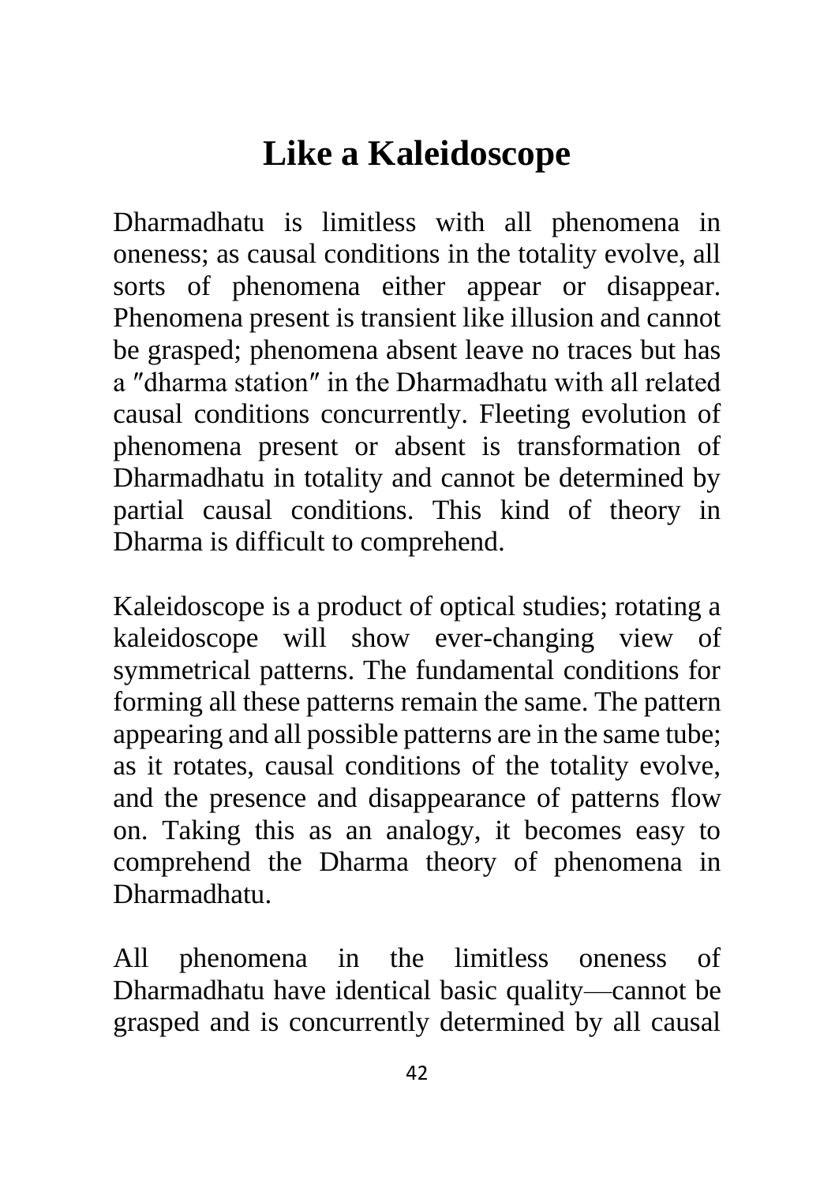# Like a Kaleidoscope

Dharmadhatu is limitless with all phenomena in oneness; as causal conditions in the totality evolve, all sorts of phenomena either appear or disappear. Phenomena present is transient like illusion and cannot be grasped; phenomena absent leave no traces but has a ″dharma station″ in the Dharmadhatu with all related causal conditions concurrently. Fleeting evolution of phenomena present or absent is transformation of Dharmadhatu in totality and cannot be determined by partial causal conditions. This kind of theory in Dharma is difficult to comprehend.

Kaleidoscope is a product of optical studies; rotating a kaleidoscope will show ever-changing view of symmetrical patterns. The fundamental conditions for forming all these patterns remain the same. The pattern appearing and all possible patterns are in the same tube; as it rotates, causal conditions of the totality evolve, and the presence and disappearance of patterns flow on. Taking this as an analogy, it becomes easy to comprehend the Dharma theory of phenomena in Dharmadhatu.

All phenomena in the limitless oneness of Dharmadhatu have identical basic quality—cannot be grasped and is concurrently determined by all causal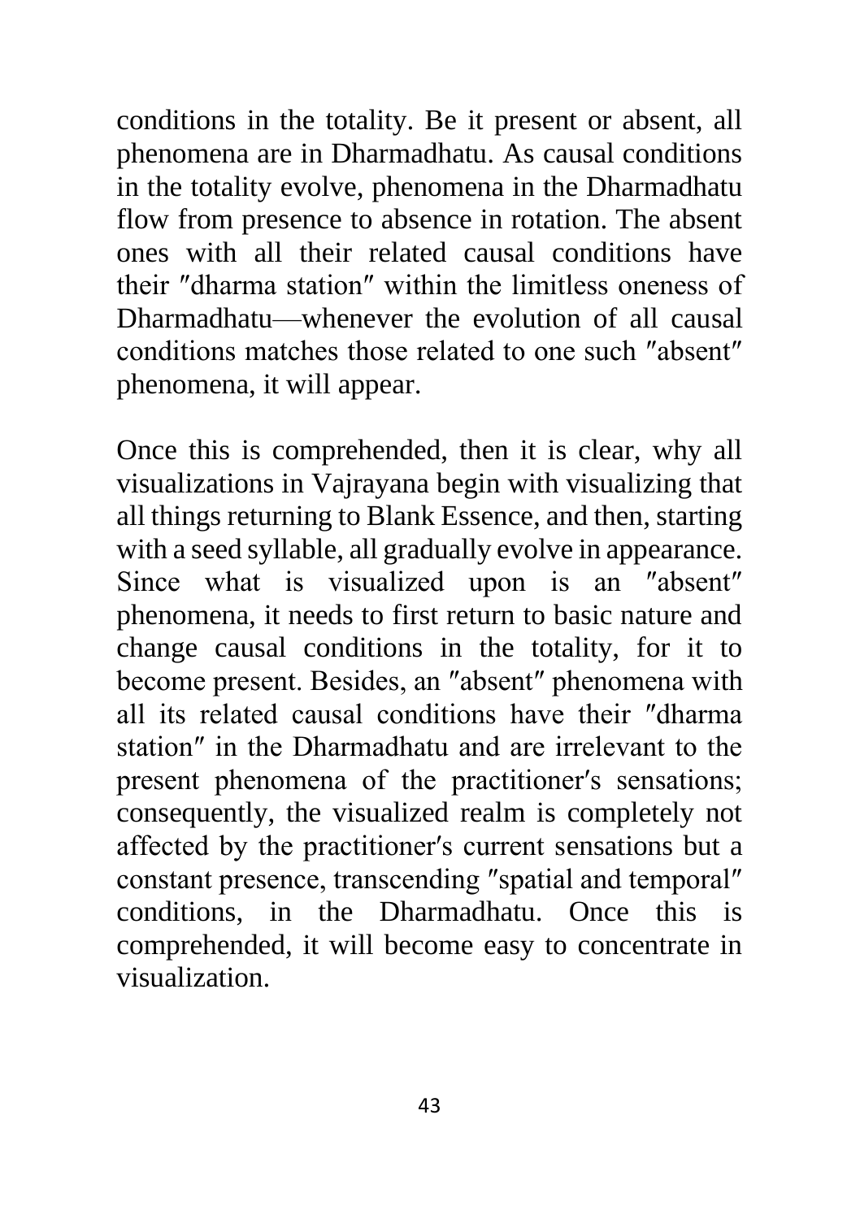conditions in the totality. Be it present or absent, all phenomena are in Dharmadhatu. As causal conditions in the totality evolve, phenomena in the Dharmadhatu flow from presence to absence in rotation. The absent ones with all their related causal conditions have their ″dharma station″ within the limitless oneness of Dharmadhatu—whenever the evolution of all causal conditions matches those related to one such ″absent″ phenomena, it will appear.

Once this is comprehended, then it is clear, why all visualizations in Vajrayana begin with visualizing that all things returning to Blank Essence, and then, starting with a seed syllable, all gradually evolve in appearance. Since what is visualized upon is an ″absent″ phenomena, it needs to first return to basic nature and change causal conditions in the totality, for it to become present. Besides, an ″absent″ phenomena with all its related causal conditions have their ″dharma station″ in the Dharmadhatu and are irrelevant to the present phenomena of the practitioner′s sensations; consequently, the visualized realm is completely not affected by the practitioner′s current sensations but a constant presence, transcending ″spatial and temporal″ conditions, in the Dharmadhatu. Once this is comprehended, it will become easy to concentrate in visualization.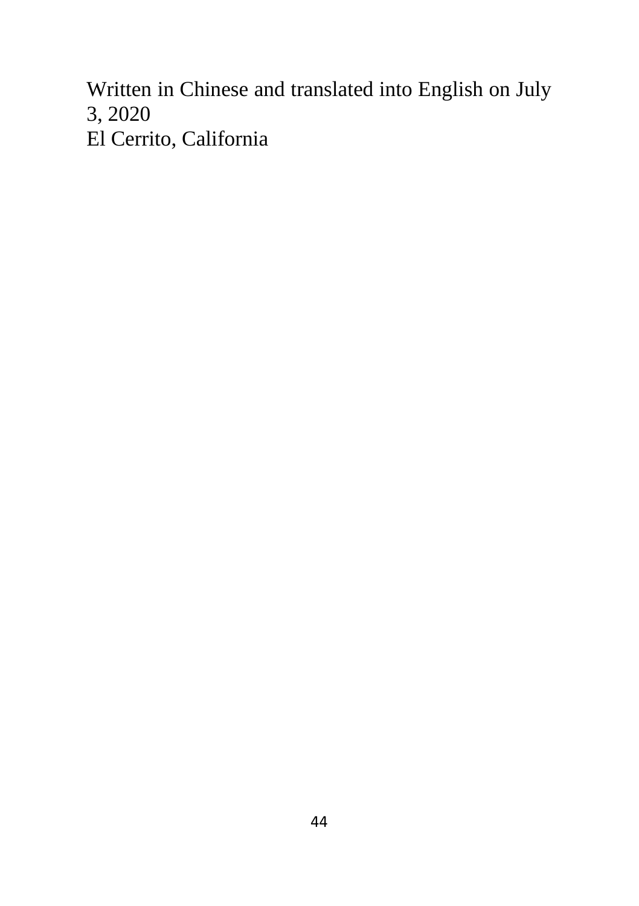Written in Chinese and translated into English on July 3, 2020
El Cerrito, California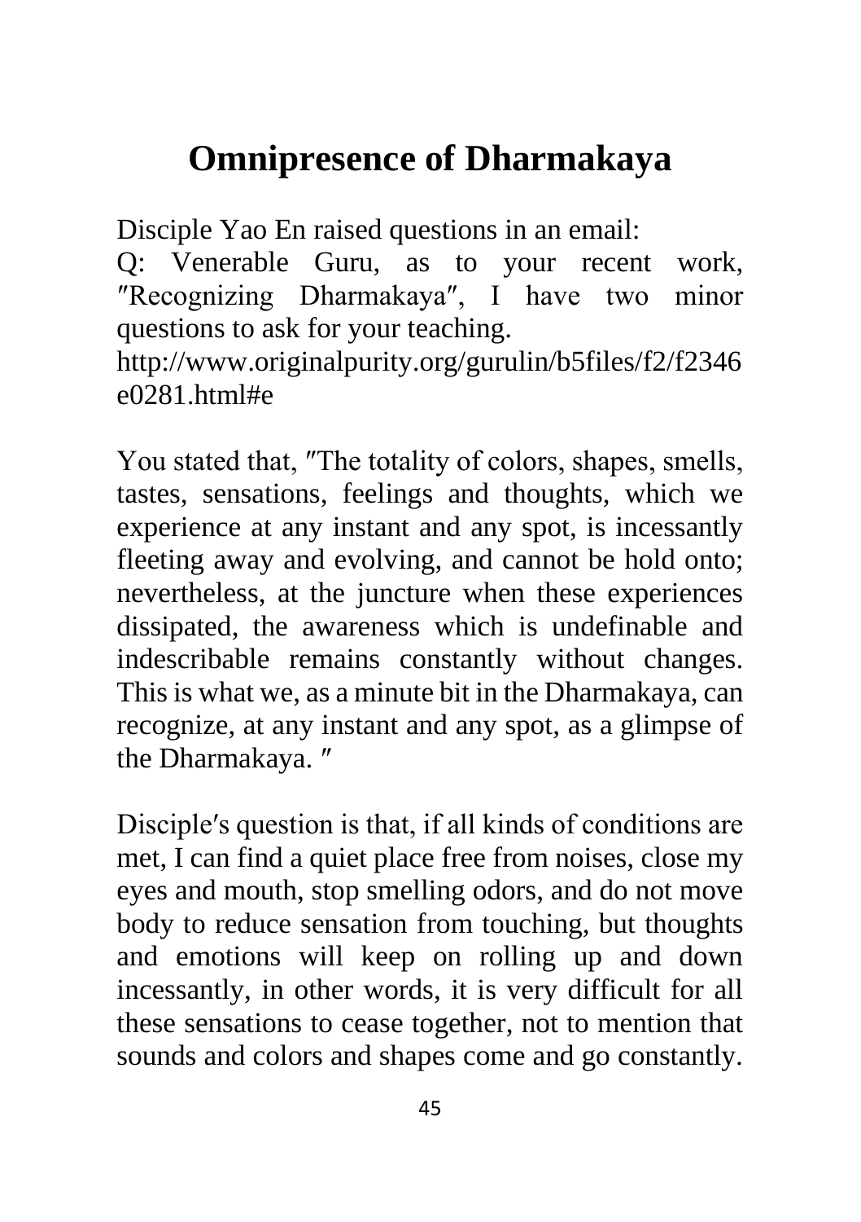# Omnipresence of Dharmakaya

Disciple Yao En raised questions in an email:

Q: Venerable Guru, as to your recent work, ″Recognizing Dharmakaya″, I have two minor questions to ask for your teaching.

http://www.originalpurity.org/gurulin/b5files/f2/f2346e0281.html#e

You stated that, ″The totality of colors, shapes, smells, tastes, sensations, feelings and thoughts, which we experience at any instant and any spot, is incessantly fleeting away and evolving, and cannot be hold onto; nevertheless, at the juncture when these experiences dissipated, the awareness which is undefinable and indescribable remains constantly without changes. This is what we, as a minute bit in the Dharmakaya, can recognize, at any instant and any spot, as a glimpse of the Dharmakaya. ″

Disciple′s question is that, if all kinds of conditions are met, I can find a quiet place free from noises, close my eyes and mouth, stop smelling odors, and do not move body to reduce sensation from touching, but thoughts and emotions will keep on rolling up and down incessantly, in other words, it is very difficult for all these sensations to cease together, not to mention that sounds and colors and shapes come and go constantly.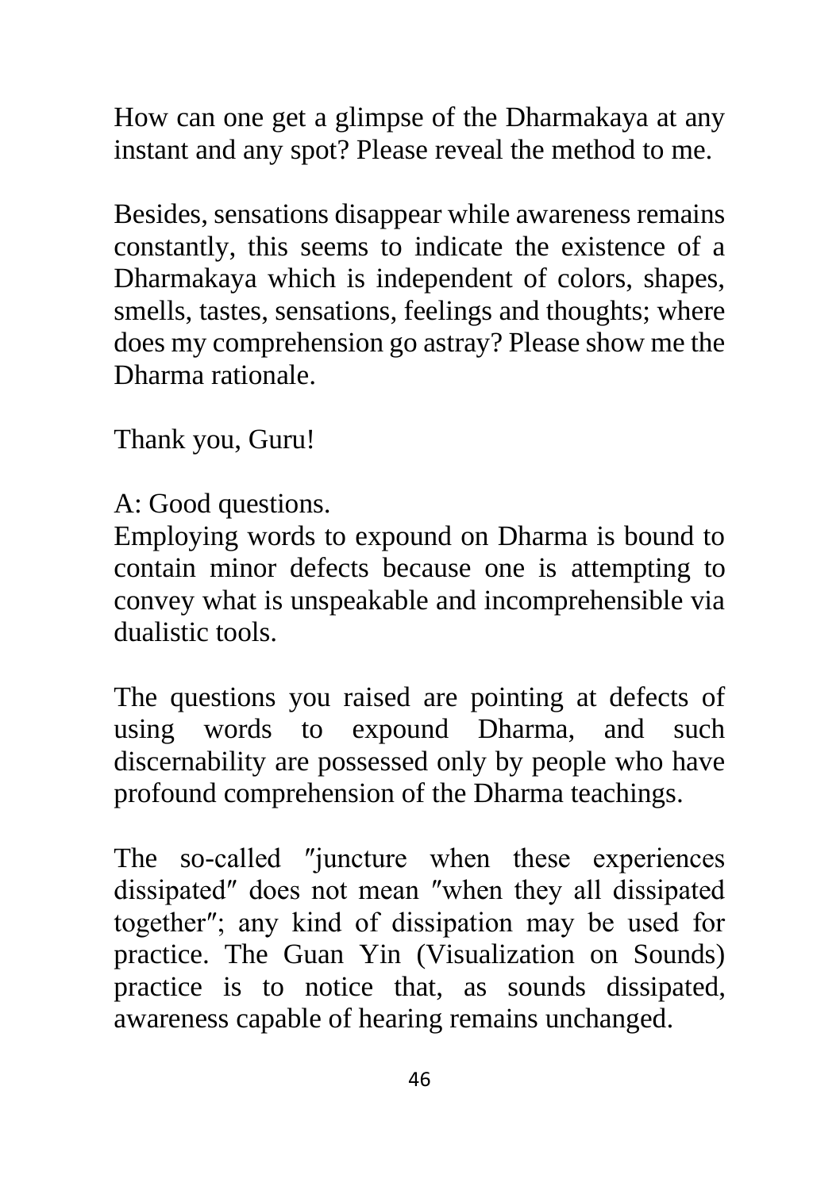How can one get a glimpse of the Dharmakaya at any instant and any spot? Please reveal the method to me.

Besides, sensations disappear while awareness remains constantly, this seems to indicate the existence of a Dharmakaya which is independent of colors, shapes, smells, tastes, sensations, feelings and thoughts; where does my comprehension go astray? Please show me the Dharma rationale.

Thank you, Guru!

A: Good questions.
Employing words to expound on Dharma is bound to contain minor defects because one is attempting to convey what is unspeakable and incomprehensible via dualistic tools.

The questions you raised are pointing at defects of using words to expound Dharma, and such discernability are possessed only by people who have profound comprehension of the Dharma teachings.

The so-called ″juncture when these experiences dissipated″ does not mean ″when they all dissipated together″; any kind of dissipation may be used for practice. The Guan Yin (Visualization on Sounds) practice is to notice that, as sounds dissipated, awareness capable of hearing remains unchanged.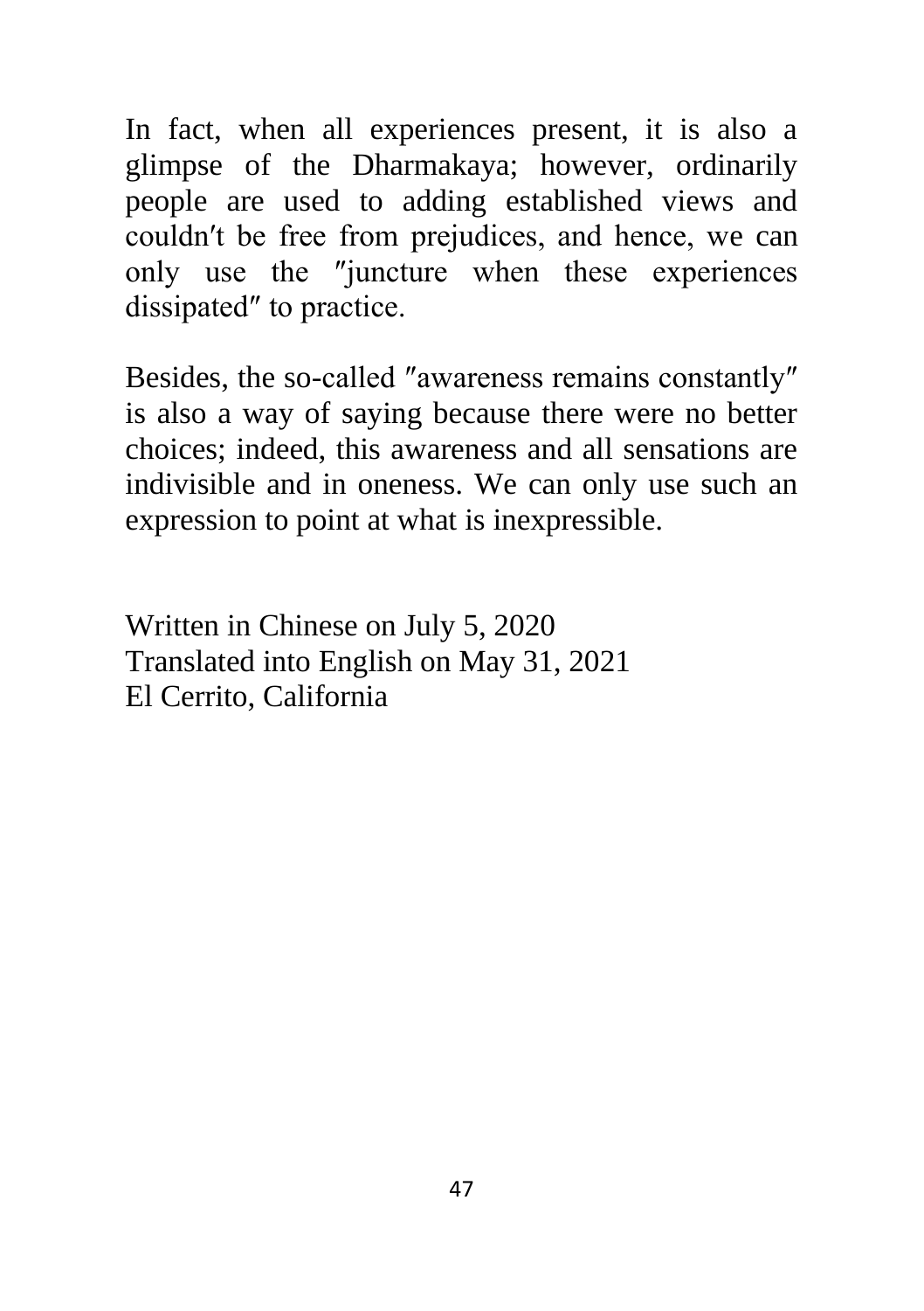In fact, when all experiences present, it is also a glimpse of the Dharmakaya; however, ordinarily people are used to adding established views and couldn′t be free from prejudices, and hence, we can only use the ″juncture when these experiences dissipated″ to practice.

Besides, the so-called ″awareness remains constantly″ is also a way of saying because there were no better choices; indeed, this awareness and all sensations are indivisible and in oneness. We can only use such an expression to point at what is inexpressible.

Written in Chinese on July 5, 2020  
Translated into English on May 31, 2021  
El Cerrito, California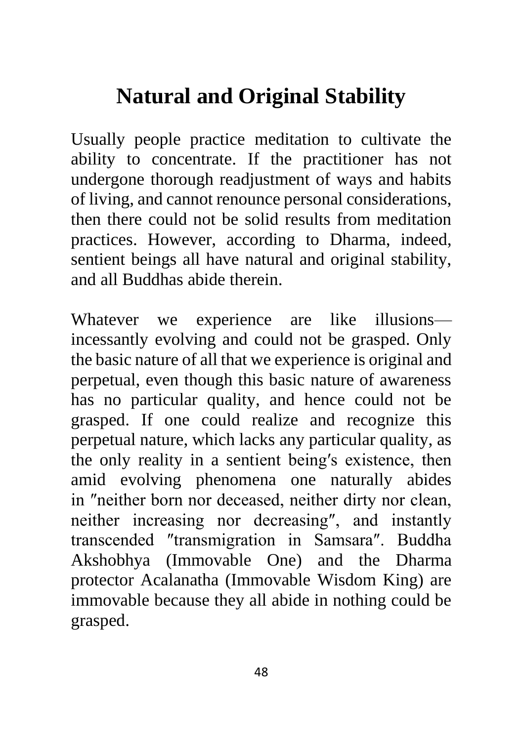# Natural and Original Stability

Usually people practice meditation to cultivate the ability to concentrate. If the practitioner has not undergone thorough readjustment of ways and habits of living, and cannot renounce personal considerations, then there could not be solid results from meditation practices. However, according to Dharma, indeed, sentient beings all have natural and original stability, and all Buddhas abide therein.

Whatever we experience are like illusions—incessantly evolving and could not be grasped. Only the basic nature of all that we experience is original and perpetual, even though this basic nature of awareness has no particular quality, and hence could not be grasped. If one could realize and recognize this perpetual nature, which lacks any particular quality, as the only reality in a sentient being′s existence, then amid evolving phenomena one naturally abides in ″neither born nor deceased, neither dirty nor clean, neither increasing nor decreasing″, and instantly transcended ″transmigration in Samsara″. Buddha Akshobhya (Immovable One) and the Dharma protector Acalanatha (Immovable Wisdom King) are immovable because they all abide in nothing could be grasped.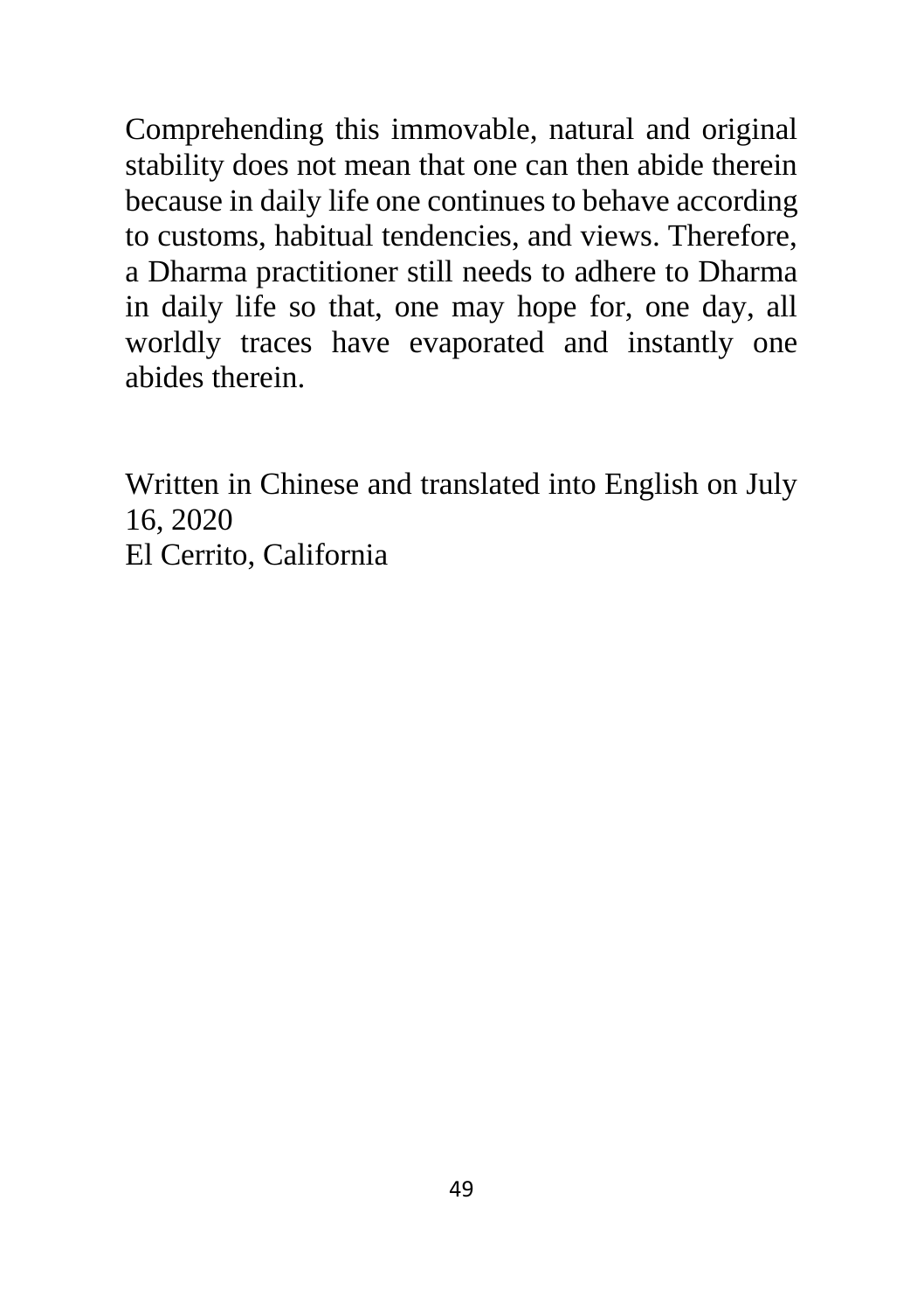Comprehending this immovable, natural and original stability does not mean that one can then abide therein because in daily life one continues to behave according to customs, habitual tendencies, and views. Therefore, a Dharma practitioner still needs to adhere to Dharma in daily life so that, one may hope for, one day, all worldly traces have evaporated and instantly one abides therein.

Written in Chinese and translated into English on July 16, 2020
El Cerrito, California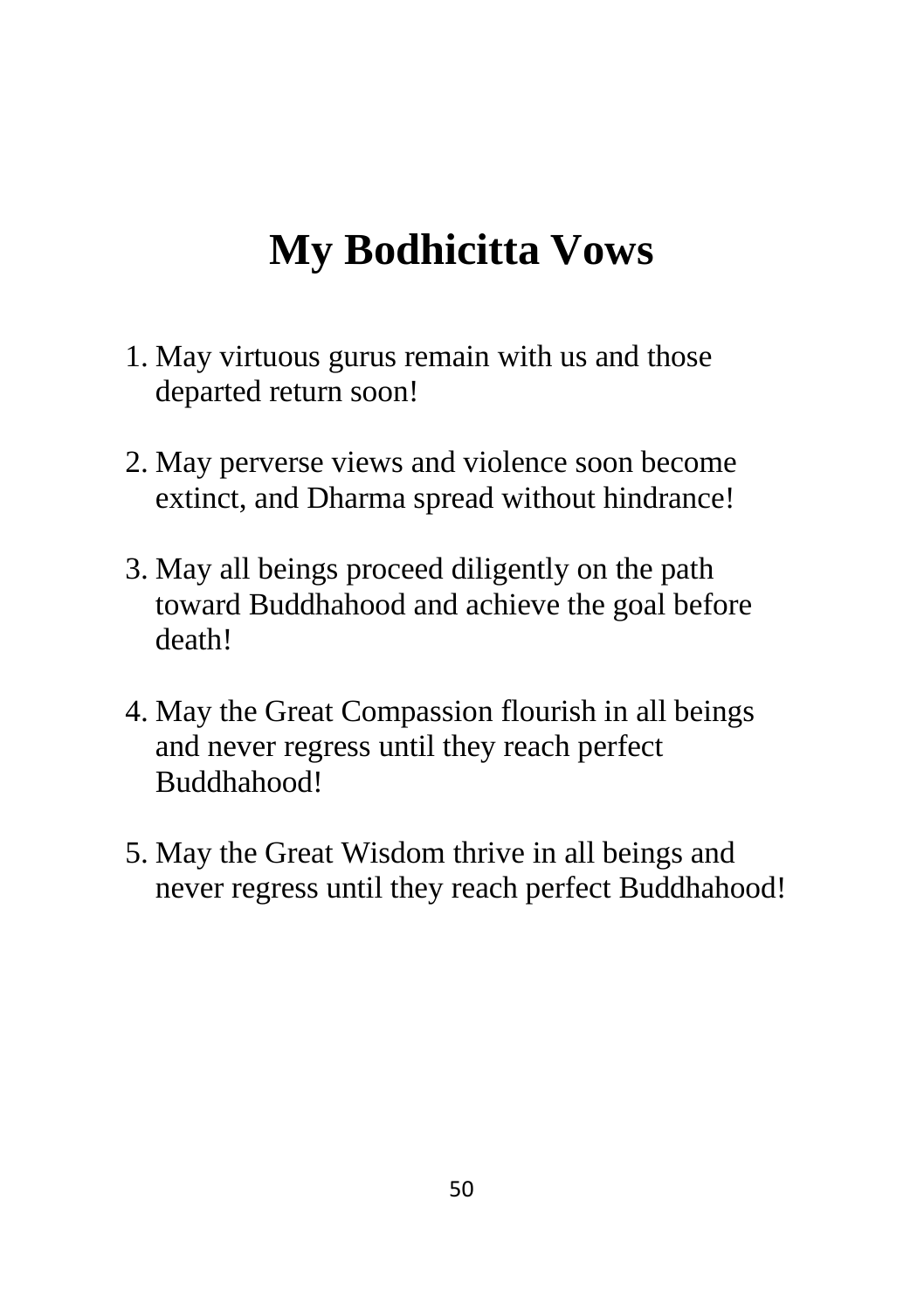# My Bodhicitta Vows

1. May virtuous gurus remain with us and those departed return soon!

2. May perverse views and violence soon become extinct, and Dharma spread without hindrance!

3. May all beings proceed diligently on the path toward Buddhahood and achieve the goal before death!

4. May the Great Compassion flourish in all beings and never regress until they reach perfect Buddhahood!

5. May the Great Wisdom thrive in all beings and never regress until they reach perfect Buddhahood!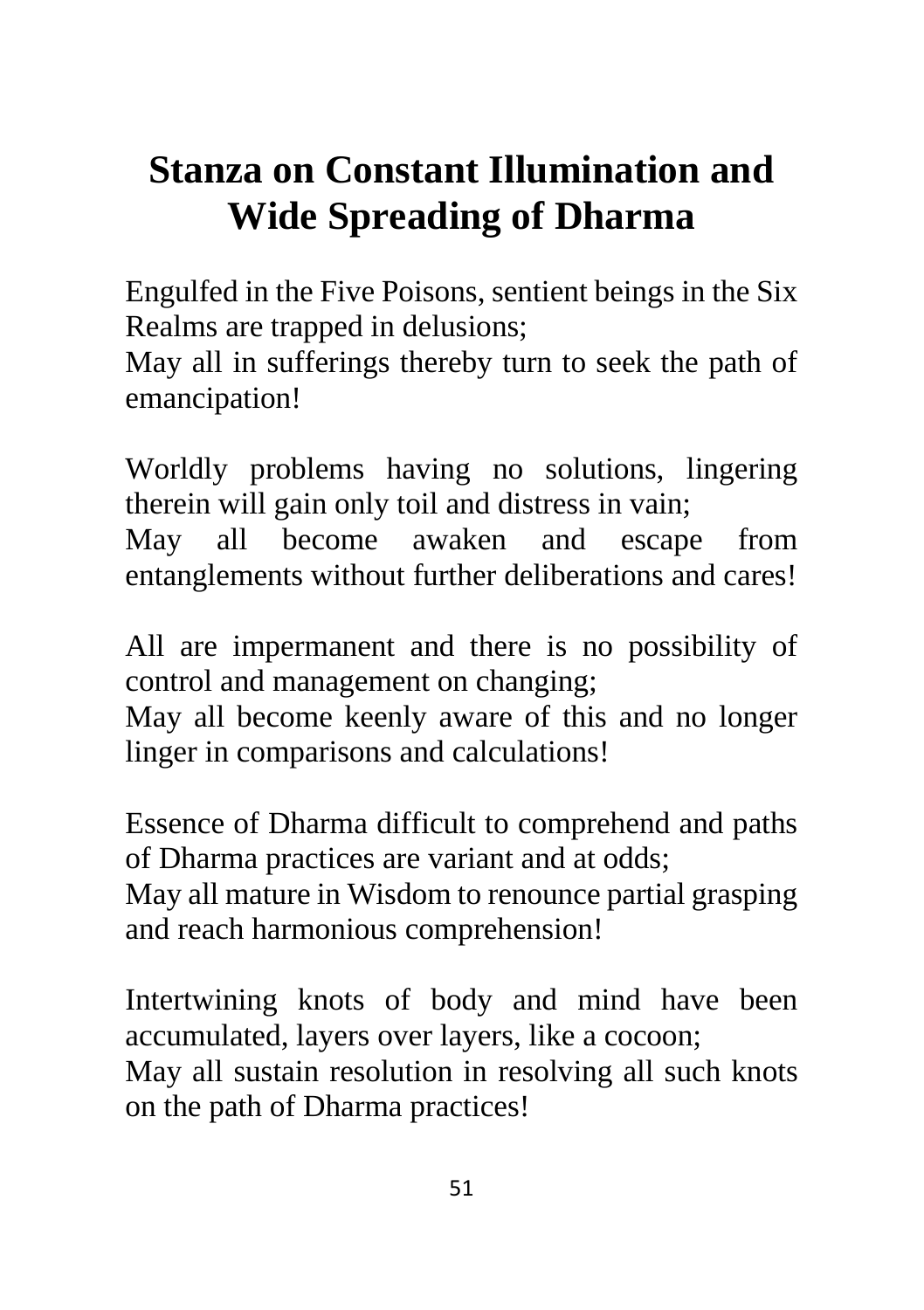# Stanza on Constant Illumination and Wide Spreading of Dharma

Engulfed in the Five Poisons, sentient beings in the Six Realms are trapped in delusions;
May all in sufferings thereby turn to seek the path of emancipation!

Worldly problems having no solutions, lingering therein will gain only toil and distress in vain;
May all become awaken and escape from entanglements without further deliberations and cares!

All are impermanent and there is no possibility of control and management on changing;
May all become keenly aware of this and no longer linger in comparisons and calculations!

Essence of Dharma difficult to comprehend and paths of Dharma practices are variant and at odds;
May all mature in Wisdom to renounce partial grasping and reach harmonious comprehension!

Intertwining knots of body and mind have been accumulated, layers over layers, like a cocoon;
May all sustain resolution in resolving all such knots on the path of Dharma practices!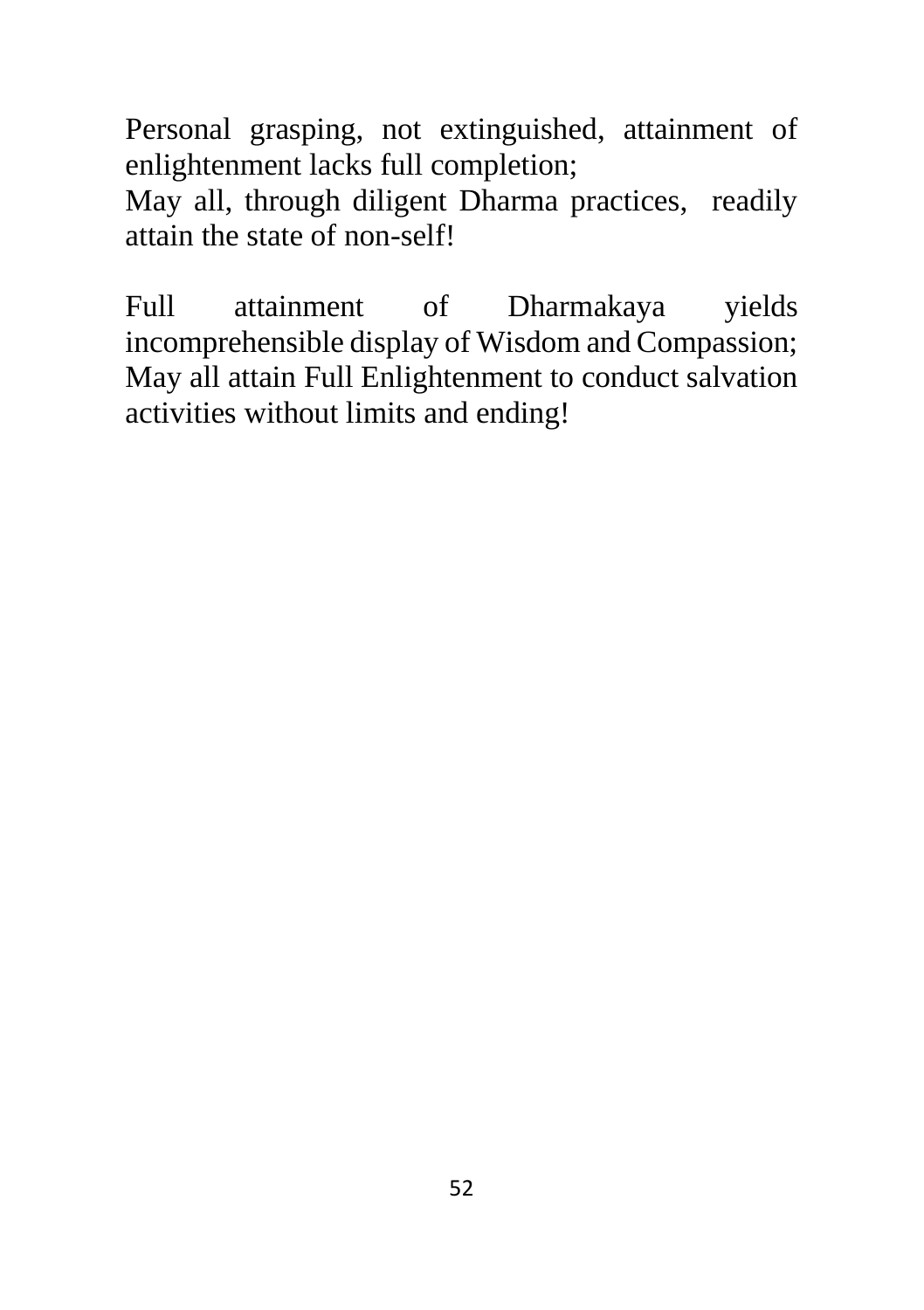Personal grasping, not extinguished, attainment of enlightenment lacks full completion;
May all, through diligent Dharma practices, readily attain the state of non-self!

Full attainment of Dharmakaya yields incomprehensible display of Wisdom and Compassion;
May all attain Full Enlightenment to conduct salvation activities without limits and ending!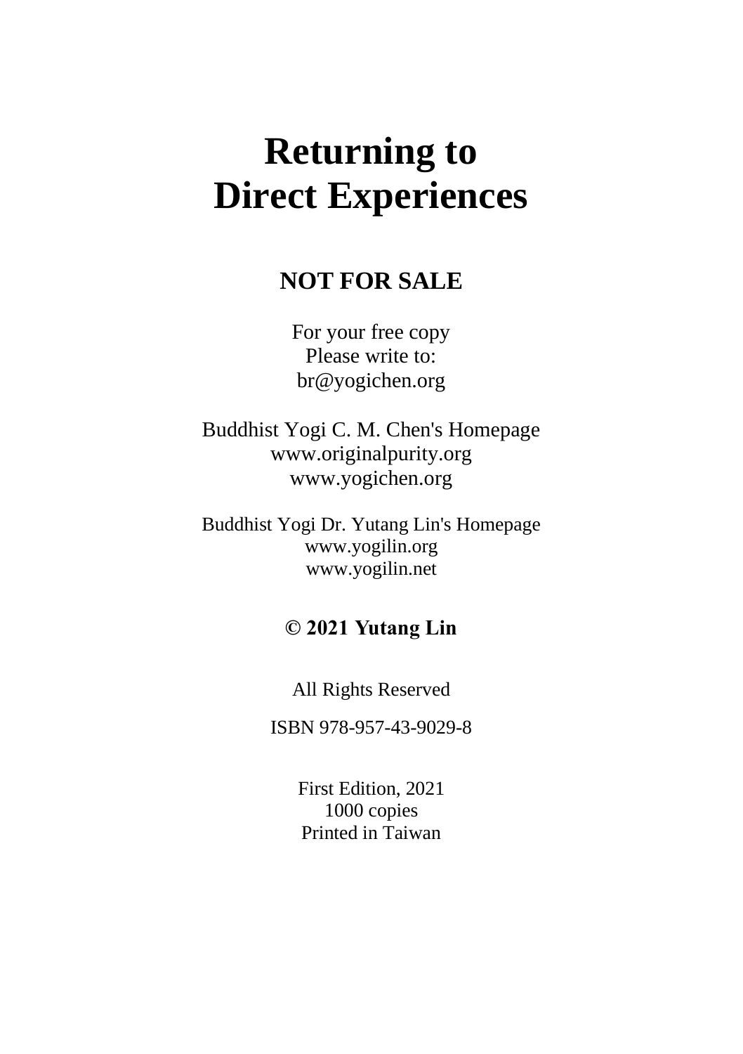# Returning to Direct Experiences

**NOT FOR SALE**

For your free copy
Please write to:
br@yogichen.org

Buddhist Yogi C. M. Chen's Homepage
www.originalpurity.org
www.yogichen.org

Buddhist Yogi Dr. Yutang Lin's Homepage
www.yogilin.org
www.yogilin.net

**© 2021 Yutang Lin**

All Rights Reserved

ISBN 978-957-43-9029-8

First Edition, 2021
1000 copies
Printed in Taiwan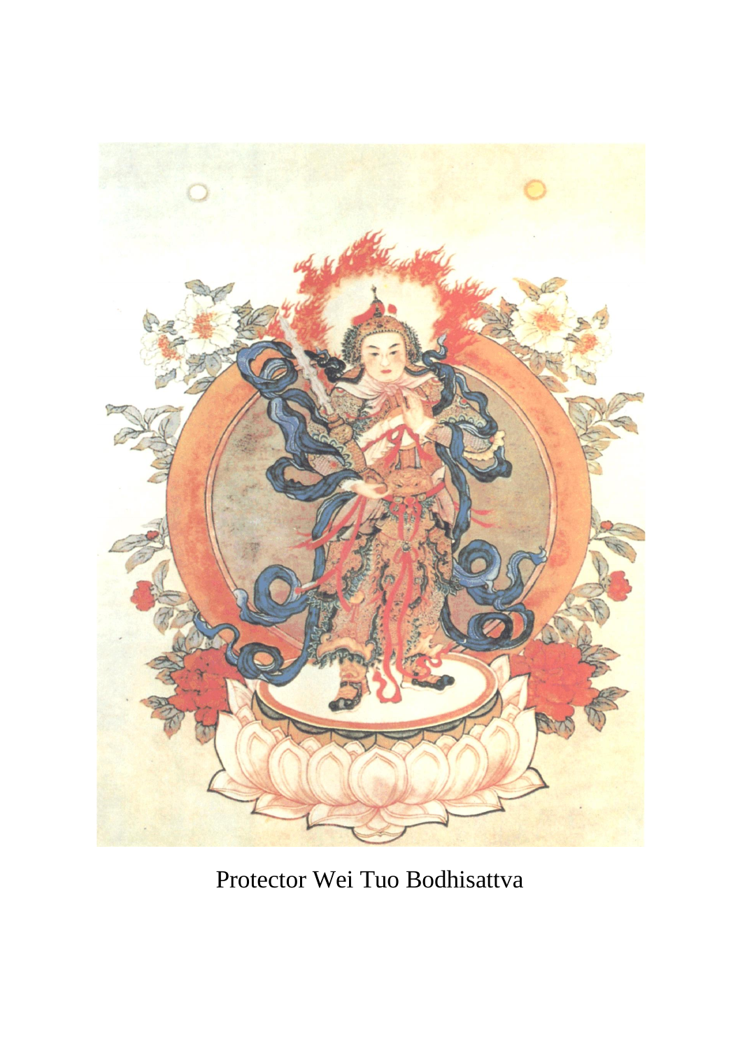Protector Wei Tuo Bodhisattva